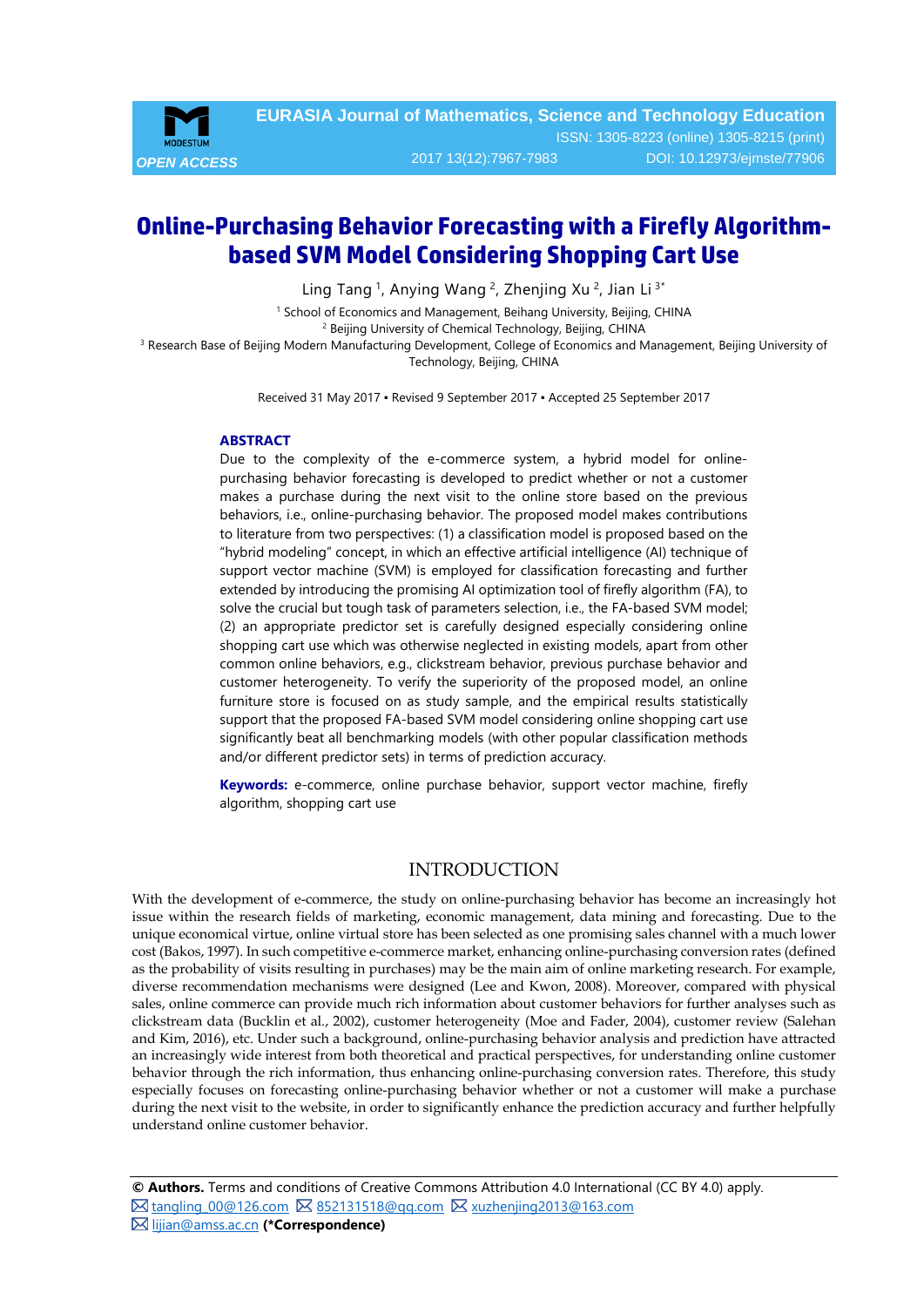# Online-Purchasing Behavior Forecasting with a Firefly Algorithm-based SVM Model Considering Shopping Cart Use

Ling Tang [1], Anying Wang [2], Zhenjing Xu [2], Jian Li [3*]

[1] School of Economics and Management, Beihang University, Beijing, CHINA
[2] Beijing University of Chemical Technology, Beijing, CHINA
[3] Research Base of Beijing Modern Manufacturing Development, College of Economics and Management, Beijing University of Technology, Beijing, CHINA

Received 31 May 2017 ▪ Revised 9 September 2017 ▪ Accepted 25 September 2017

### ABSTRACT

Due to the complexity of the e-commerce system, a hybrid model for online-purchasing behavior forecasting is developed to predict whether or not a customer makes a purchase during the next visit to the online store based on the previous behaviors, i.e., online-purchasing behavior. The proposed model makes contributions to literature from two perspectives: (1) a classification model is proposed based on the "hybrid modeling" concept, in which an effective artificial intelligence (AI) technique of support vector machine (SVM) is employed for classification forecasting and further extended by introducing the promising AI optimization tool of firefly algorithm (FA), to solve the crucial but tough task of parameters selection, i.e., the FA-based SVM model; (2) an appropriate predictor set is carefully designed especially considering online shopping cart use which was otherwise neglected in existing models, apart from other common online behaviors, e.g., clickstream behavior, previous purchase behavior and customer heterogeneity. To verify the superiority of the proposed model, an online furniture store is focused on as study sample, and the empirical results statistically support that the proposed FA-based SVM model considering online shopping cart use significantly beat all benchmarking models (with other popular classification methods and/or different predictor sets) in terms of prediction accuracy.

**Keywords:** e-commerce, online purchase behavior, support vector machine, firefly algorithm, shopping cart use

## INTRODUCTION

With the development of e-commerce, the study on online-purchasing behavior has become an increasingly hot issue within the research fields of marketing, economic management, data mining and forecasting. Due to the unique economical virtue, online virtual store has been selected as one promising sales channel with a much lower cost (Bakos, 1997). In such competitive e-commerce market, enhancing online-purchasing conversion rates (defined as the probability of visits resulting in purchases) may be the main aim of online marketing research. For example, diverse recommendation mechanisms were designed (Lee and Kwon, 2008). Moreover, compared with physical sales, online commerce can provide much rich information about customer behaviors for further analyses such as clickstream data (Bucklin et al., 2002), customer heterogeneity (Moe and Fader, 2004), customer review (Salehan and Kim, 2016), etc. Under such a background, online-purchasing behavior analysis and prediction have attracted an increasingly wide interest from both theoretical and practical perspectives, for understanding online customer behavior through the rich information, thus enhancing online-purchasing conversion rates. Therefore, this study especially focuses on forecasting online-purchasing behavior whether or not a customer will make a purchase during the next visit to the website, in order to significantly enhance the prediction accuracy and further helpfully understand online customer behavior.

**© Authors.** Terms and conditions of Creative Commons Attribution 4.0 International (CC BY 4.0) apply.
tangling_00@126.com 852131518@qq.com xuzhenjing2013@163.com
lijian@amss.ac.cn **(*Correspondence)**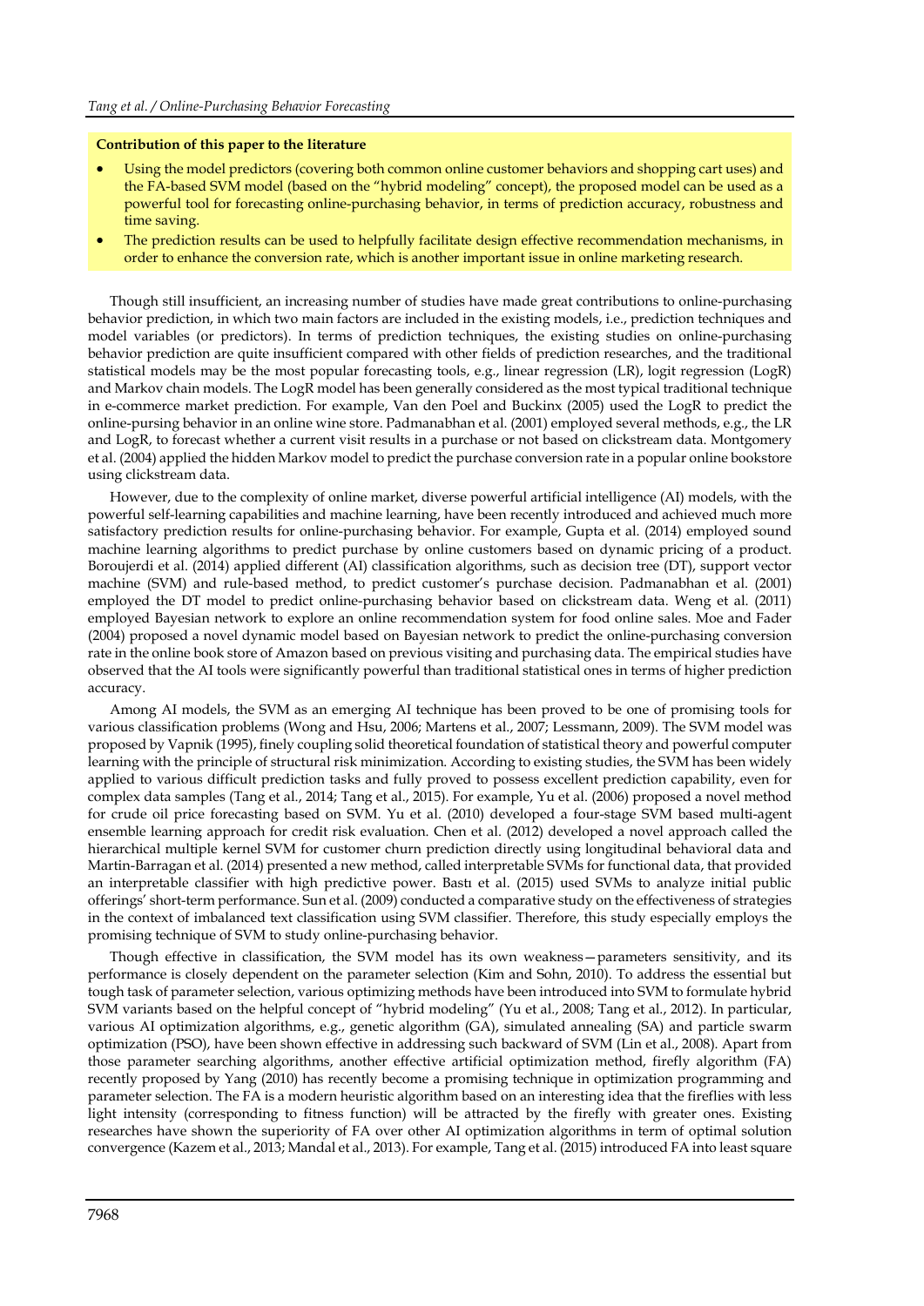**Contribution of this paper to the literature**

- Using the model predictors (covering both common online customer behaviors and shopping cart uses) and the FA-based SVM model (based on the "hybrid modeling" concept), the proposed model can be used as a powerful tool for forecasting online-purchasing behavior, in terms of prediction accuracy, robustness and time saving.
- The prediction results can be used to helpfully facilitate design effective recommendation mechanisms, in order to enhance the conversion rate, which is another important issue in online marketing research.

Though still insufficient, an increasing number of studies have made great contributions to online-purchasing behavior prediction, in which two main factors are included in the existing models, i.e., prediction techniques and model variables (or predictors). In terms of prediction techniques, the existing studies on online-purchasing behavior prediction are quite insufficient compared with other fields of prediction researches, and the traditional statistical models may be the most popular forecasting tools, e.g., linear regression (LR), logit regression (LogR) and Markov chain models. The LogR model has been generally considered as the most typical traditional technique in e-commerce market prediction. For example, Van den Poel and Buckinx (2005) used the LogR to predict the online-pursing behavior in an online wine store. Padmanabhan et al. (2001) employed several methods, e.g., the LR and LogR, to forecast whether a current visit results in a purchase or not based on clickstream data. Montgomery et al. (2004) applied the hidden Markov model to predict the purchase conversion rate in a popular online bookstore using clickstream data.

However, due to the complexity of online market, diverse powerful artificial intelligence (AI) models, with the powerful self-learning capabilities and machine learning, have been recently introduced and achieved much more satisfactory prediction results for online-purchasing behavior. For example, Gupta et al. (2014) employed sound machine learning algorithms to predict purchase by online customers based on dynamic pricing of a product. Boroujerdi et al. (2014) applied different (AI) classification algorithms, such as decision tree (DT), support vector machine (SVM) and rule-based method, to predict customer's purchase decision. Padmanabhan et al. (2001) employed the DT model to predict online-purchasing behavior based on clickstream data. Weng et al. (2011) employed Bayesian network to explore an online recommendation system for food online sales. Moe and Fader (2004) proposed a novel dynamic model based on Bayesian network to predict the online-purchasing conversion rate in the online book store of Amazon based on previous visiting and purchasing data. The empirical studies have observed that the AI tools were significantly powerful than traditional statistical ones in terms of higher prediction accuracy.

Among AI models, the SVM as an emerging AI technique has been proved to be one of promising tools for various classification problems (Wong and Hsu, 2006; Martens et al., 2007; Lessmann, 2009). The SVM model was proposed by Vapnik (1995), finely coupling solid theoretical foundation of statistical theory and powerful computer learning with the principle of structural risk minimization. According to existing studies, the SVM has been widely applied to various difficult prediction tasks and fully proved to possess excellent prediction capability, even for complex data samples (Tang et al., 2014; Tang et al., 2015). For example, Yu et al. (2006) proposed a novel method for crude oil price forecasting based on SVM. Yu et al. (2010) developed a four-stage SVM based multi-agent ensemble learning approach for credit risk evaluation. Chen et al. (2012) developed a novel approach called the hierarchical multiple kernel SVM for customer churn prediction directly using longitudinal behavioral data and Martin-Barragan et al. (2014) presented a new method, called interpretable SVMs for functional data, that provided an interpretable classifier with high predictive power. Bastı et al. (2015) used SVMs to analyze initial public offerings' short-term performance. Sun et al. (2009) conducted a comparative study on the effectiveness of strategies in the context of imbalanced text classification using SVM classifier. Therefore, this study especially employs the promising technique of SVM to study online-purchasing behavior.

Though effective in classification, the SVM model has its own weakness—parameters sensitivity, and its performance is closely dependent on the parameter selection (Kim and Sohn, 2010). To address the essential but tough task of parameter selection, various optimizing methods have been introduced into SVM to formulate hybrid SVM variants based on the helpful concept of "hybrid modeling" (Yu et al., 2008; Tang et al., 2012). In particular, various AI optimization algorithms, e.g., genetic algorithm (GA), simulated annealing (SA) and particle swarm optimization (PSO), have been shown effective in addressing such backward of SVM (Lin et al., 2008). Apart from those parameter searching algorithms, another effective artificial optimization method, firefly algorithm (FA) recently proposed by Yang (2010) has recently become a promising technique in optimization programming and parameter selection. The FA is a modern heuristic algorithm based on an interesting idea that the fireflies with less light intensity (corresponding to fitness function) will be attracted by the firefly with greater ones. Existing researches have shown the superiority of FA over other AI optimization algorithms in term of optimal solution convergence (Kazem et al., 2013; Mandal et al., 2013). For example, Tang et al. (2015) introduced FA into least square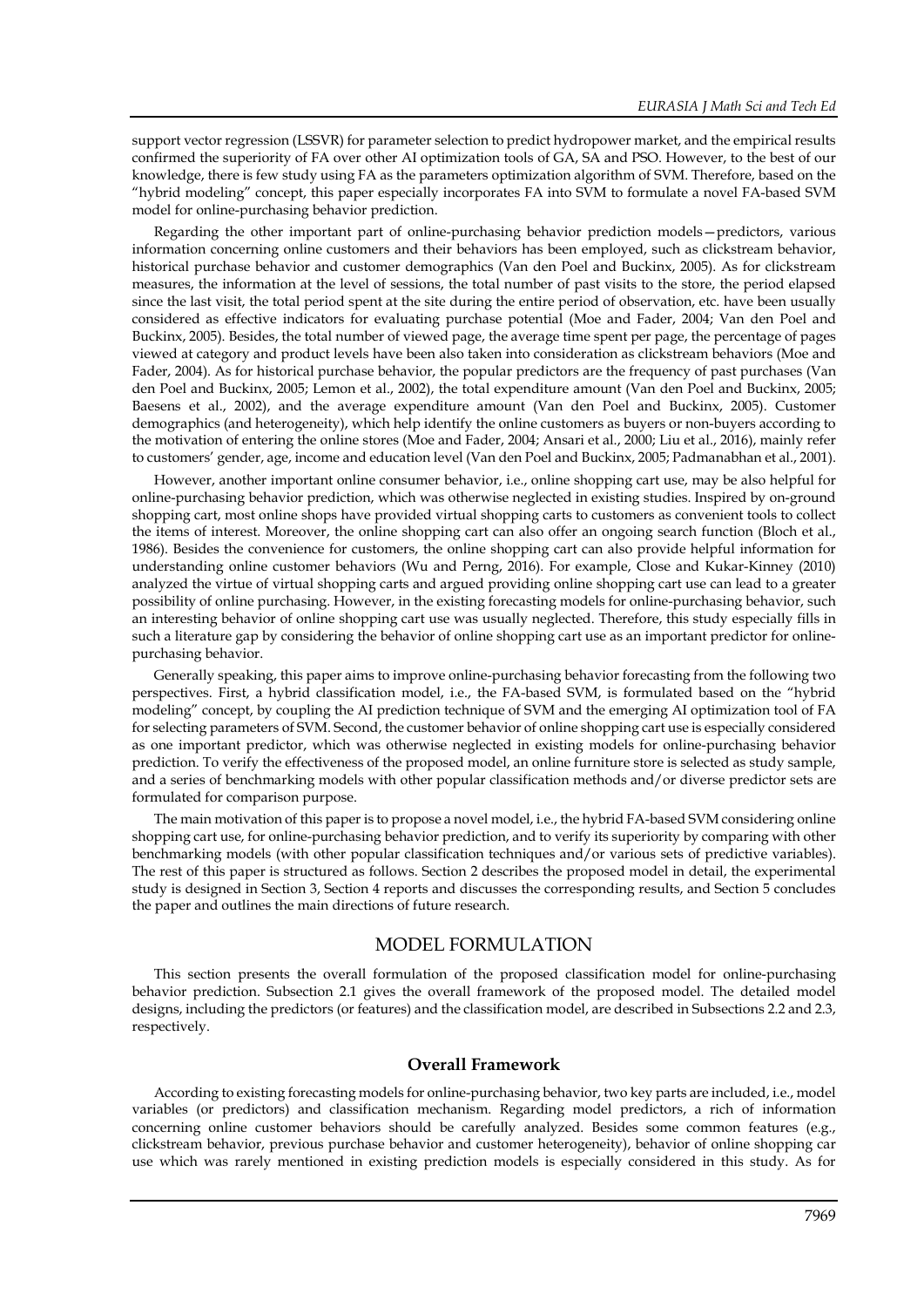support vector regression (LSSVR) for parameter selection to predict hydropower market, and the empirical results confirmed the superiority of FA over other AI optimization tools of GA, SA and PSO. However, to the best of our knowledge, there is few study using FA as the parameters optimization algorithm of SVM. Therefore, based on the "hybrid modeling" concept, this paper especially incorporates FA into SVM to formulate a novel FA-based SVM model for online-purchasing behavior prediction.

Regarding the other important part of online-purchasing behavior prediction models—predictors, various information concerning online customers and their behaviors has been employed, such as clickstream behavior, historical purchase behavior and customer demographics (Van den Poel and Buckinx, 2005). As for clickstream measures, the information at the level of sessions, the total number of past visits to the store, the period elapsed since the last visit, the total period spent at the site during the entire period of observation, etc. have been usually considered as effective indicators for evaluating purchase potential (Moe and Fader, 2004; Van den Poel and Buckinx, 2005). Besides, the total number of viewed page, the average time spent per page, the percentage of pages viewed at category and product levels have been also taken into consideration as clickstream behaviors (Moe and Fader, 2004). As for historical purchase behavior, the popular predictors are the frequency of past purchases (Van den Poel and Buckinx, 2005; Lemon et al., 2002), the total expenditure amount (Van den Poel and Buckinx, 2005; Baesens et al., 2002), and the average expenditure amount (Van den Poel and Buckinx, 2005). Customer demographics (and heterogeneity), which help identify the online customers as buyers or non-buyers according to the motivation of entering the online stores (Moe and Fader, 2004; Ansari et al., 2000; Liu et al., 2016), mainly refer to customers' gender, age, income and education level (Van den Poel and Buckinx, 2005; Padmanabhan et al., 2001).

However, another important online consumer behavior, i.e., online shopping cart use, may be also helpful for online-purchasing behavior prediction, which was otherwise neglected in existing studies. Inspired by on-ground shopping cart, most online shops have provided virtual shopping carts to customers as convenient tools to collect the items of interest. Moreover, the online shopping cart can also offer an ongoing search function (Bloch et al., 1986). Besides the convenience for customers, the online shopping cart can also provide helpful information for understanding online customer behaviors (Wu and Perng, 2016). For example, Close and Kukar-Kinney (2010) analyzed the virtue of virtual shopping carts and argued providing online shopping cart use can lead to a greater possibility of online purchasing. However, in the existing forecasting models for online-purchasing behavior, such an interesting behavior of online shopping cart use was usually neglected. Therefore, this study especially fills in such a literature gap by considering the behavior of online shopping cart use as an important predictor for online-purchasing behavior.

Generally speaking, this paper aims to improve online-purchasing behavior forecasting from the following two perspectives. First, a hybrid classification model, i.e., the FA-based SVM, is formulated based on the "hybrid modeling" concept, by coupling the AI prediction technique of SVM and the emerging AI optimization tool of FA for selecting parameters of SVM. Second, the customer behavior of online shopping cart use is especially considered as one important predictor, which was otherwise neglected in existing models for online-purchasing behavior prediction. To verify the effectiveness of the proposed model, an online furniture store is selected as study sample, and a series of benchmarking models with other popular classification methods and/or diverse predictor sets are formulated for comparison purpose.

The main motivation of this paper is to propose a novel model, i.e., the hybrid FA-based SVM considering online shopping cart use, for online-purchasing behavior prediction, and to verify its superiority by comparing with other benchmarking models (with other popular classification techniques and/or various sets of predictive variables). The rest of this paper is structured as follows. Section 2 describes the proposed model in detail, the experimental study is designed in Section 3, Section 4 reports and discusses the corresponding results, and Section 5 concludes the paper and outlines the main directions of future research.

## MODEL FORMULATION

This section presents the overall formulation of the proposed classification model for online-purchasing behavior prediction. Subsection 2.1 gives the overall framework of the proposed model. The detailed model designs, including the predictors (or features) and the classification model, are described in Subsections 2.2 and 2.3, respectively.

### Overall Framework

According to existing forecasting models for online-purchasing behavior, two key parts are included, i.e., model variables (or predictors) and classification mechanism. Regarding model predictors, a rich of information concerning online customer behaviors should be carefully analyzed. Besides some common features (e.g., clickstream behavior, previous purchase behavior and customer heterogeneity), behavior of online shopping car use which was rarely mentioned in existing prediction models is especially considered in this study. As for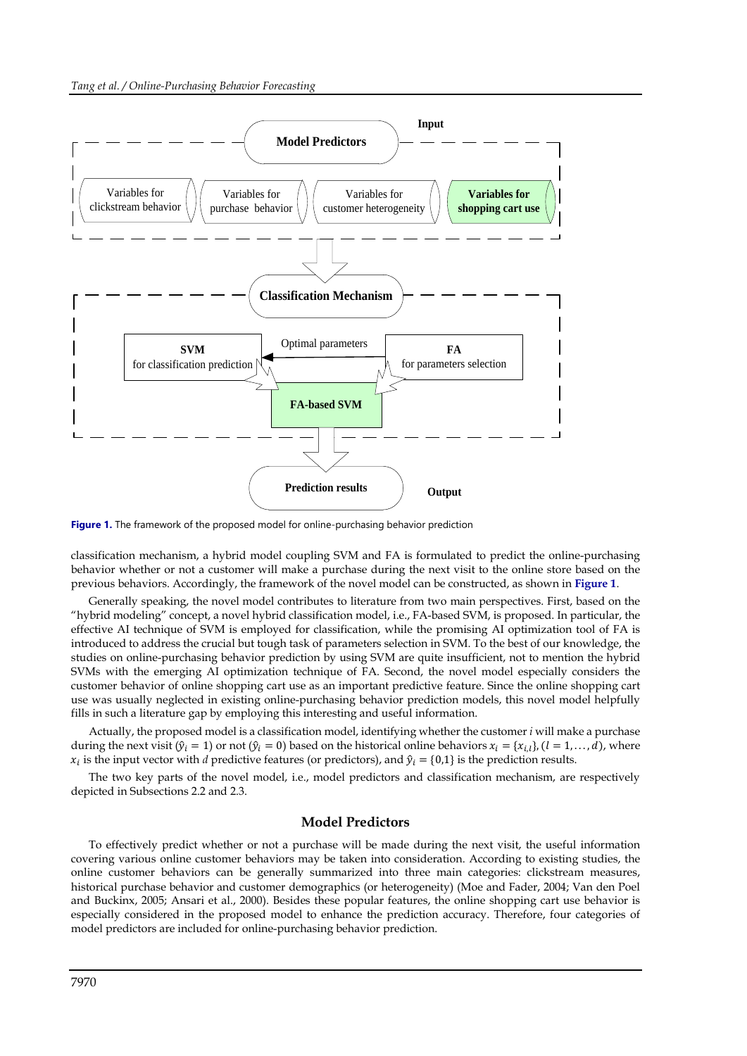Figure 1. The framework of the proposed model for online-purchasing behavior prediction

classification mechanism, a hybrid model coupling SVM and FA is formulated to predict the online-purchasing behavior whether or not a customer will make a purchase during the next visit to the online store based on the previous behaviors. Accordingly, the framework of the novel model can be constructed, as shown in **Figure 1**.

Generally speaking, the novel model contributes to literature from two main perspectives. First, based on the "hybrid modeling" concept, a novel hybrid classification model, i.e., FA-based SVM, is proposed. In particular, the effective AI technique of SVM is employed for classification, while the promising AI optimization tool of FA is introduced to address the crucial but tough task of parameters selection in SVM. To the best of our knowledge, the studies on online-purchasing behavior prediction by using SVM are quite insufficient, not to mention the hybrid SVMs with the emerging AI optimization technique of FA. Second, the novel model especially considers the customer behavior of online shopping cart use as an important predictive feature. Since the online shopping cart use was usually neglected in existing online-purchasing behavior prediction models, this novel model helpfully fills in such a literature gap by employing this interesting and useful information.

Actually, the proposed model is a classification model, identifying whether the customer $i$ will make a purchase during the next visit ($\hat{y}_i = 1$) or not ($\hat{y}_i = 0$) based on the historical online behaviors $x_i = \{x_{i,l}\}, (l = 1, \ldots, d)$, where $x_i$ is the input vector with $d$ predictive features (or predictors), and $\hat{y}_i = \{0,1\}$ is the prediction results.

The two key parts of the novel model, i.e., model predictors and classification mechanism, are respectively depicted in Subsections 2.2 and 2.3.

## Model Predictors

To effectively predict whether or not a purchase will be made during the next visit, the useful information covering various online customer behaviors may be taken into consideration. According to existing studies, the online customer behaviors can be generally summarized into three main categories: clickstream measures, historical purchase behavior and customer demographics (or heterogeneity) (Moe and Fader, 2004; Van den Poel and Buckinx, 2005; Ansari et al., 2000). Besides these popular features, the online shopping cart use behavior is especially considered in the proposed model to enhance the prediction accuracy. Therefore, four categories of model predictors are included for online-purchasing behavior prediction.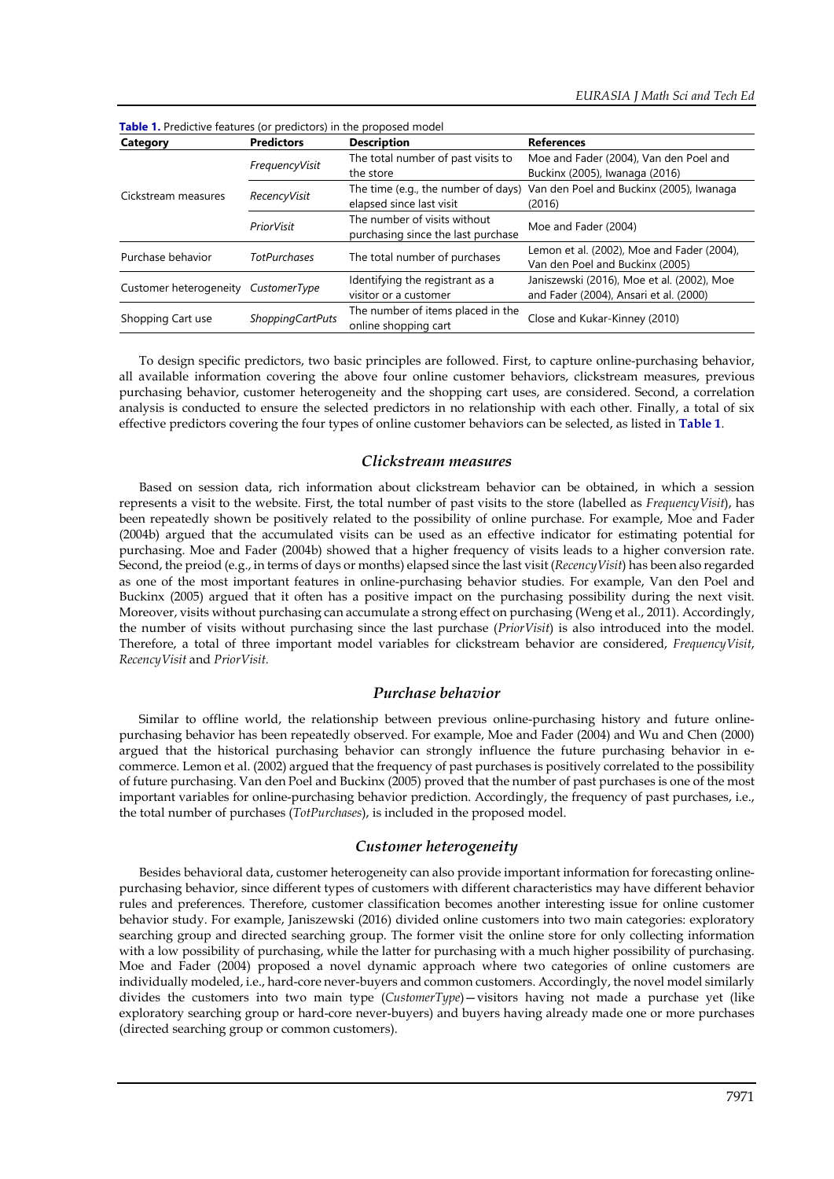**Table 1.** Predictive features (or predictors) in the proposed model

| Category | Predictors | Description | References |
|---|---|---|---|
| Cickstream measures | *FrequencyVisit* | The total number of past visits to the store | Moe and Fader (2004), Van den Poel and Buckinx (2005), Iwanaga (2016) |
| | *RecencyVisit* | The time (e.g., the number of days) elapsed since last visit | Van den Poel and Buckinx (2005), Iwanaga (2016) |
| | *PriorVisit* | The number of visits without purchasing since the last purchase | Moe and Fader (2004) |
| Purchase behavior | *TotPurchases* | The total number of purchases | Lemon et al. (2002), Moe and Fader (2004), Van den Poel and Buckinx (2005) |
| Customer heterogeneity | *CustomerType* | Identifying the registrant as a visitor or a customer | Janiszewski (2016), Moe et al. (2002), Moe and Fader (2004), Ansari et al. (2000) |
| Shopping Cart use | *ShoppingCartPuts* | The number of items placed in the online shopping cart | Close and Kukar-Kinney (2010) |

To design specific predictors, two basic principles are followed. First, to capture online-purchasing behavior, all available information covering the above four online customer behaviors, clickstream measures, previous purchasing behavior, customer heterogeneity and the shopping cart uses, are considered. Second, a correlation analysis is conducted to ensure the selected predictors in no relationship with each other. Finally, a total of six effective predictors covering the four types of online customer behaviors can be selected, as listed in **Table 1**.

## *Clickstream measures*

Based on session data, rich information about clickstream behavior can be obtained, in which a session represents a visit to the website. First, the total number of past visits to the store (labelled as *FrequencyVisit*), has been repeatedly shown be positively related to the possibility of online purchase. For example, Moe and Fader (2004b) argued that the accumulated visits can be used as an effective indicator for estimating potential for purchasing. Moe and Fader (2004b) showed that a higher frequency of visits leads to a higher conversion rate. Second, the preiod (e.g., in terms of days or months) elapsed since the last visit (*RecencyVisit*) has been also regarded as one of the most important features in online-purchasing behavior studies. For example, Van den Poel and Buckinx (2005) argued that it often has a positive impact on the purchasing possibility during the next visit. Moreover, visits without purchasing can accumulate a strong effect on purchasing (Weng et al., 2011). Accordingly, the number of visits without purchasing since the last purchase (*PriorVisit*) is also introduced into the model. Therefore, a total of three important model variables for clickstream behavior are considered, *FrequencyVisit*, *RecencyVisit* and *PriorVisit.*

## *Purchase behavior*

Similar to offline world, the relationship between previous online-purchasing history and future online-purchasing behavior has been repeatedly observed. For example, Moe and Fader (2004) and Wu and Chen (2000) argued that the historical purchasing behavior can strongly influence the future purchasing behavior in e-commerce. Lemon et al. (2002) argued that the frequency of past purchases is positively correlated to the possibility of future purchasing. Van den Poel and Buckinx (2005) proved that the number of past purchases is one of the most important variables for online-purchasing behavior prediction. Accordingly, the frequency of past purchases, i.e., the total number of purchases (*TotPurchases*), is included in the proposed model.

## *Customer heterogeity*

Besides behavioral data, customer heterogeneity can also provide important information for forecasting online-purchasing behavior, since different types of customers with different characteristics may have different behavior rules and preferences. Therefore, customer classification becomes another interesting issue for online customer behavior study. For example, Janiszewski (2016) divided online customers into two main categories: exploratory searching group and directed searching group. The former visit the online store for only collecting information with a low possibility of purchasing, while the latter for purchasing with a much higher possibility of purchasing. Moe and Fader (2004) proposed a novel dynamic approach where two categories of online customers are individually modeled, i.e., hard-core never-buyers and common customers. Accordingly, the novel model similarly divides the customers into two main type (*CustomerType*)—visitors having not made a purchase yet (like exploratory searching group or hard-core never-buyers) and buyers having already made one or more purchases (directed searching group or common customers).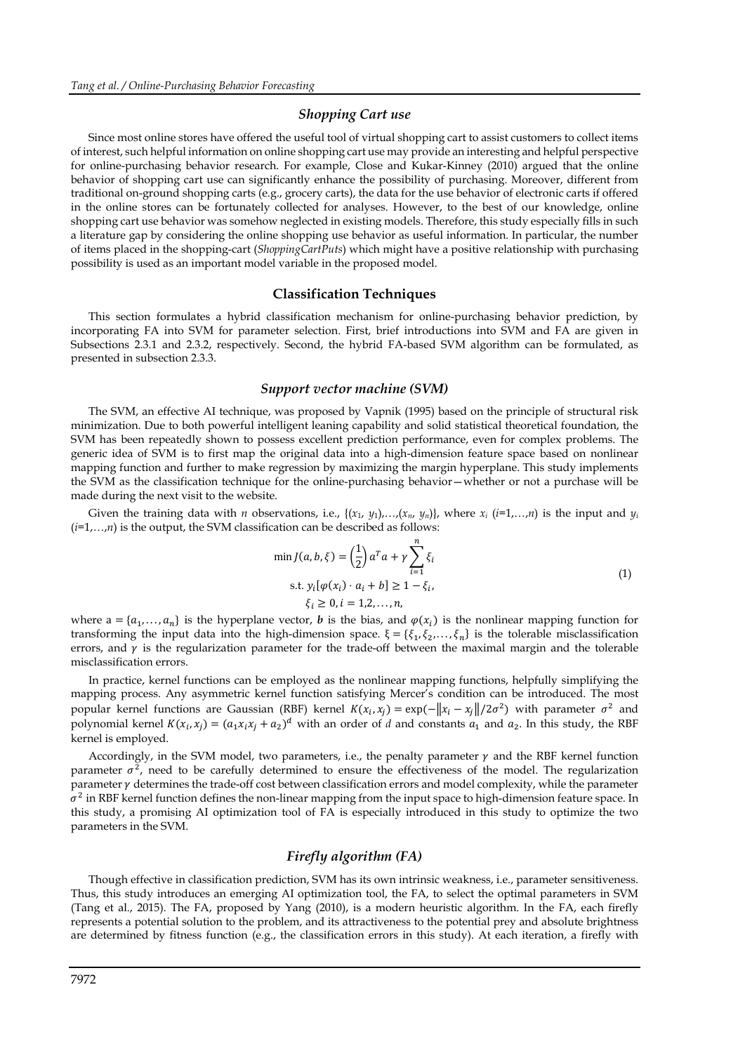### *Shopping Cart use*

Since most online stores have offered the useful tool of virtual shopping cart to assist customers to collect items of interest, such helpful information on online shopping cart use may provide an interesting and helpful perspective for online-purchasing behavior research. For example, Close and Kukar-Kinney (2010) argued that the online behavior of shopping cart use can significantly enhance the possibility of purchasing. Moreover, different from traditional on-ground shopping carts (e.g., grocery carts), the data for the use behavior of electronic carts if offered in the online stores can be fortunately collected for analyses. However, to the best of our knowledge, online shopping cart use behavior was somehow neglected in existing models. Therefore, this study especially fills in such a literature gap by considering the online shopping use behavior as useful information. In particular, the number of items placed in the shopping-cart (*ShoppingCartPuts*) which might have a positive relationship with purchasing possibility is used as an important model variable in the proposed model.

## Classification Techniques

This section formulates a hybrid classification mechanism for online-purchasing behavior prediction, by incorporating FA into SVM for parameter selection. First, brief introductions into SVM and FA are given in Subsections 2.3.1 and 2.3.2, respectively. Second, the hybrid FA-based SVM algorithm can be formulated, as presented in subsection 2.3.3.

### *Support vector machine (SVM)*

The SVM, an effective AI technique, was proposed by Vapnik (1995) based on the principle of structural risk minimization. Due to both powerful intelligent leaning capability and solid statistical theoretical foundation, the SVM has been repeatedly shown to possess excellent prediction performance, even for complex problems. The generic idea of SVM is to first map the original data into a high-dimension feature space based on nonlinear mapping function and further to make regression by maximizing the margin hyperplane. This study implements the SVM as the classification technique for the online-purchasing behavior—whether or not a purchase will be made during the next visit to the website.

Given the training data with $n$ observations, i.e., $\{(x_1, y_1),\ldots,(x_n, y_n)\}$, where $x_i$ ($i$=1,…,$n$) is the input and $y_i$ ($i$=1,…,$n$) is the output, the SVM classification can be described as follows:

$$
\begin{aligned}
\min J(a, b, \xi) &= \left(\frac{1}{2}\right) a^T a + \gamma \sum_{i=1}^{n} \xi_i \\
\text{s.t. } & y_i[\varphi(x_i) \cdot a_i + b] \geq 1 - \xi_i, \\
& \xi_i \geq 0, i = 1,2,\ldots,n,
\end{aligned}
\tag{1}
$$

where $a = \{a_1,\ldots,a_n\}$ is the hyperplane vector, $\boldsymbol{b}$ is the bias, and $\varphi(x_i)$ is the nonlinear mapping function for transforming the input data into the high-dimension space. $\xi = \{\xi_1, \xi_2,\ldots,\xi_n\}$ is the tolerable misclassification errors, and $\gamma$ is the regularization parameter for the trade-off between the maximal margin and the tolerable misclassification errors.

In practice, kernel functions can be employed as the nonlinear mapping functions, helpfully simplifying the mapping process. Any asymmetric kernel function satisfying Mercer's condition can be introduced. The most popular kernel functions are Gaussian (RBF) kernel $K(x_i, x_j) = \exp(-\|x_i - x_j\|/2\sigma^2)$ with parameter $\sigma^2$ and polynomial kernel $K(x_i, x_j) = (a_1 x_i x_j + a_2)^d$ with an order of $d$ and constants $a_1$ and $a_2$. In this study, the RBF kernel is employed.

Accordingly, in the SVM model, two parameters, i.e., the penalty parameter $\gamma$ and the RBF kernel function parameter $\sigma^2$, need to be carefully determined to ensure the effectiveness of the model. The regularization parameter $\gamma$ determines the trade-off cost between classification errors and model complexity, while the parameter $\sigma^2$ in RBF kernel function defines the non-linear mapping from the input space to high-dimension feature space. In this study, a promising AI optimization tool of FA is especially introduced in this study to optimize the two parameters in the SVM.

### *Firefly algorithm (FA)*

Though effective in classification prediction, SVM has its own intrinsic weakness, i.e., parameter sensitiveness. Thus, this study introduces an emerging AI optimization tool, the FA, to select the optimal parameters in SVM (Tang et al., 2015). The FA, proposed by Yang (2010), is a modern heuristic algorithm. In the FA, each firefly represents a potential solution to the problem, and its attractiveness to the potential prey and absolute brightness are determined by fitness function (e.g., the classification errors in this study). At each iteration, a firefly with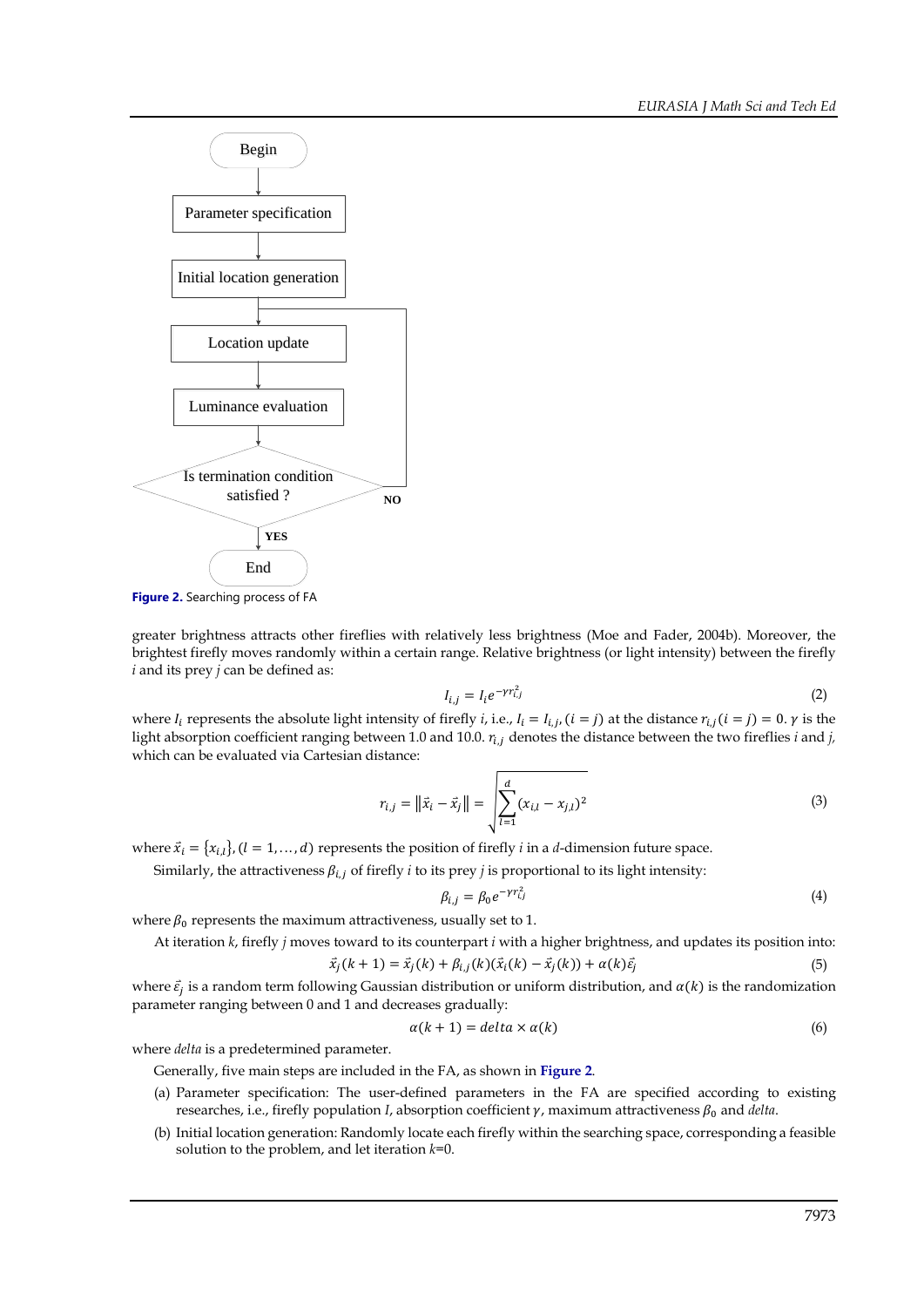Begin

Parameter specification

Initial location generation

Location update

Luminance evaluation

Is termination condition satisfied ?

NO

YES

End

**Figure 2.** Searching process of FA

greater brightness attracts other fireflies with relatively less brightness (Moe and Fader, 2004b). Moreover, the brightest firefly moves randomly within a certain range. Relative brightness (or light intensity) between the firefly *i* and its prey *j* can be defined as:

$$I_{i,j} = I_i e^{-\gamma r_{i,j}^2} \tag{2}$$

where $I_i$ represents the absolute light intensity of firefly *i*, i.e., $I_i = I_{i,j}, (i = j)$ at the distance $r_{i,j}(i = j) = 0$. $\gamma$ is the light absorption coefficient ranging between 1.0 and 10.0. $r_{i,j}$ denotes the distance between the two fireflies *i* and *j*, which can be evaluated via Cartesian distance:

$$r_{i,j} = \|\vec{x}_i - \vec{x}_j\| = \sqrt{\sum_{l=1}^{d} (x_{i,l} - x_{j,l})^2} \tag{3}$$

where $\vec{x}_i = \{x_{i,l}\}, (l = 1, \ldots, d)$ represents the position of firefly *i* in a *d*-dimension future space.

Similarly, the attractiveness $\beta_{i,j}$ of firefly *i* to its prey *j* is proportional to its light intensity:

$$\beta_{i,j} = \beta_0 e^{-\gamma r_{i,j}^2} \tag{4}$$

where $\beta_0$ represents the maximum attractiveness, usually set to 1.

At iteration *k*, firefly *j* moves toward to its counterpart *i* with a higher brightness, and updates its position into:

$$\vec{x}_j(k+1) = \vec{x}_j(k) + \beta_{i,j}(k)(\vec{x}_i(k) - \vec{x}_j(k)) + \alpha(k)\vec{\varepsilon}_j \tag{5}$$

where $\vec{\varepsilon}_j$ is a random term following Gaussian distribution or uniform distribution, and $\alpha(k)$ is the randomization parameter ranging between 0 and 1 and decreases gradually:

$$\alpha(k+1) = delta \times \alpha(k) \tag{6}$$

where *delta* is a predetermined parameter.

Generally, five main steps are included in the FA, as shown in **Figure 2**.

(a) Parameter specification: The user-defined parameters in the FA are specified according to existing researches, i.e., firefly population *I*, absorption coefficient $\gamma$, maximum attractiveness $\beta_0$ and *delta*.

(b) Initial location generation: Randomly locate each firefly within the searching space, corresponding a feasible solution to the problem, and let iteration *k*=0.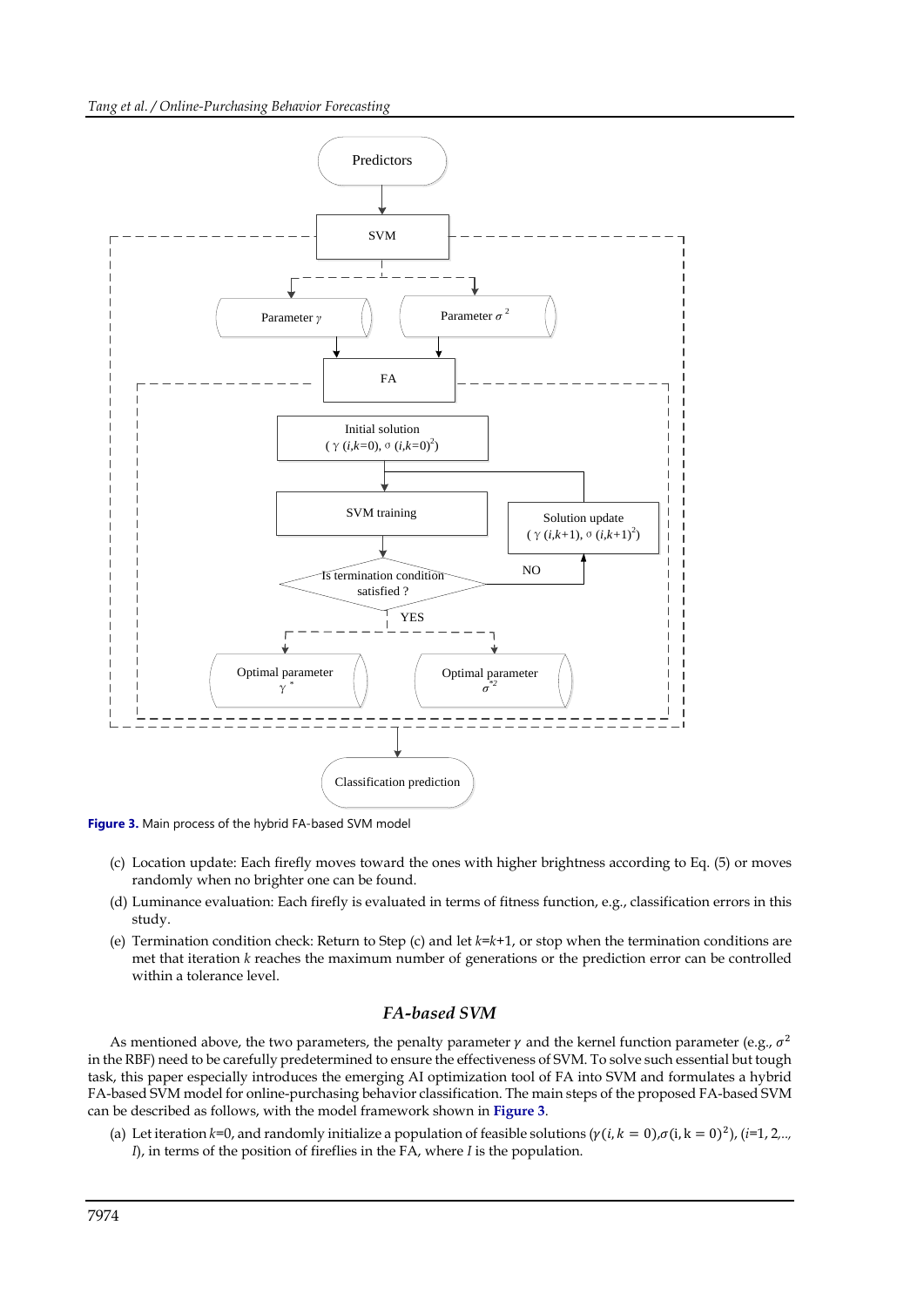**Figure 3.** Main process of the hybrid FA-based SVM model

(c) Location update: Each firefly moves toward the ones with higher brightness according to Eq. (5) or moves randomly when no brighter one can be found.

(d) Luminance evaluation: Each firefly is evaluated in terms of fitness function, e.g., classification errors in this study.

(e) Termination condition check: Return to Step (c) and let $k$=$k$+1, or stop when the termination conditions are met that iteration $k$ reaches the maximum number of generations or the prediction error can be controlled within a tolerance level.

### *FA-based SVM*

As mentioned above, the two parameters, the penalty parameter $\gamma$ and the kernel function parameter (e.g., $\sigma^2$ in the RBF) need to be carefully predetermined to ensure the effectiveness of SVM. To solve such essential but tough task, this paper especially introduces the emerging AI optimization tool of FA into SVM and formulates a hybrid FA-based SVM model for online-purchasing behavior classification. The main steps of the proposed FA-based SVM can be described as follows, with the model framework shown in **Figure 3**.

(a) Let iteration $k$=0, and randomly initialize a population of feasible solutions ($\gamma(i, k=0)$,$\sigma(i, k=0)^2$), ($i$=1, 2,.., $I$), in terms of the position of fireflies in the FA, where $I$ is the population.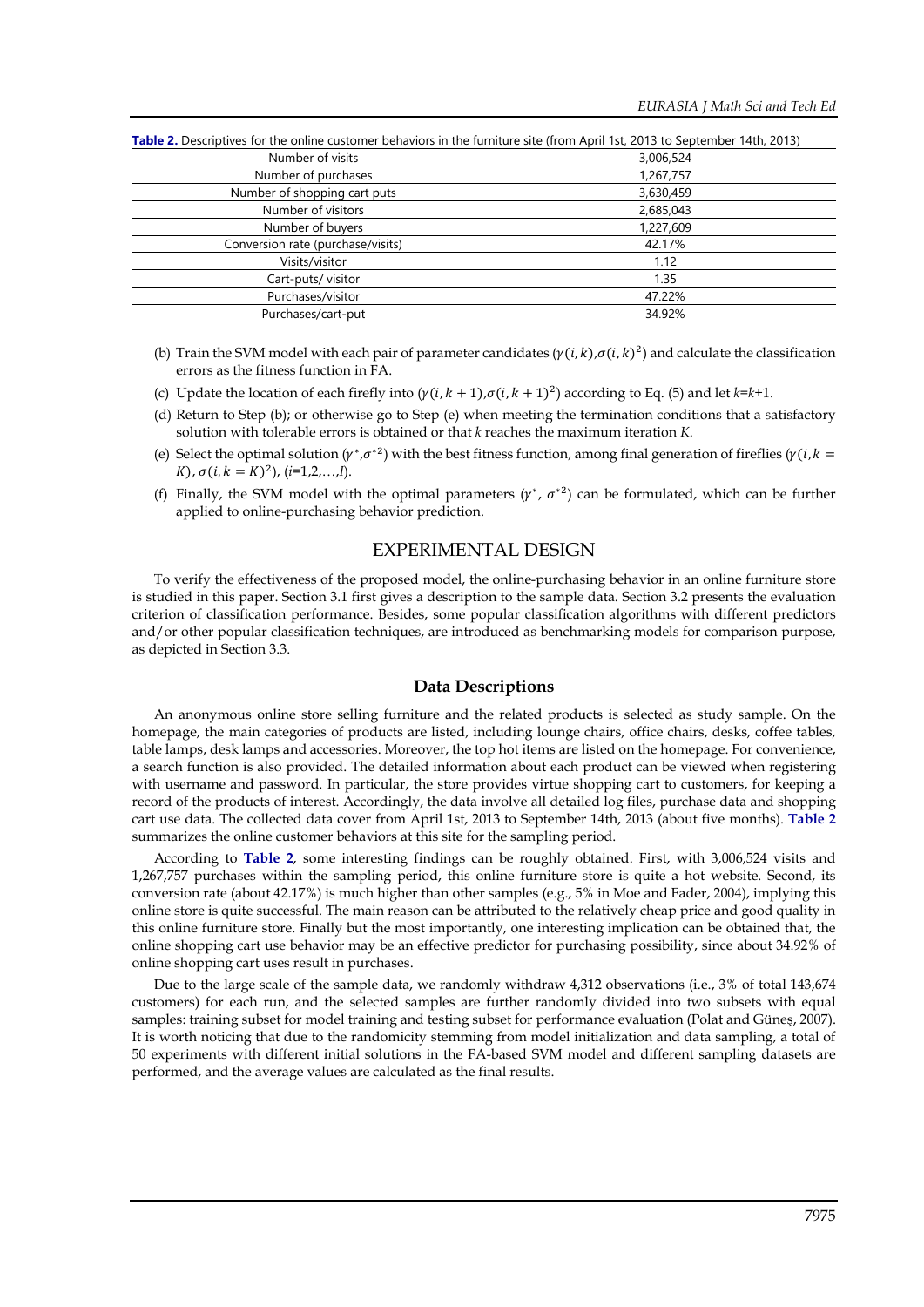**Table 2.** Descriptives for the online customer behaviors in the furniture site (from April 1st, 2013 to September 14th, 2013)

| | |
|---|---|
| Number of visits | 3,006,524 |
| Number of purchases | 1,267,757 |
| Number of shopping cart puts | 3,630,459 |
| Number of visitors | 2,685,043 |
| Number of buyers | 1,227,609 |
| Conversion rate (purchase/visits) | 42.17% |
| Visits/visitor | 1.12 |
| Cart-puts/ visitor | 1.35 |
| Purchases/visitor | 47.22% |
| Purchases/cart-put | 34.92% |

(b) Train the SVM model with each pair of parameter candidates $(\gamma(i,k), \sigma(i,k)^2)$ and calculate the classification errors as the fitness function in FA.

(c) Update the location of each firefly into $(\gamma(i,k+1), \sigma(i,k+1)^2)$ according to Eq. (5) and let $k$=$k$+1.

(d) Return to Step (b); or otherwise go to Step (e) when meeting the termination conditions that a satisfactory solution with tolerable errors is obtained or that $k$ reaches the maximum iteration $K$.

(e) Select the optimal solution $(\gamma^*, \sigma^{*2})$ with the best fitness function, among final generation of fireflies $(\gamma(i,k=K), \sigma(i,k=K)^2)$, ($i$=1,2,…,$I$).

(f) Finally, the SVM model with the optimal parameters $(\gamma^*, \sigma^{*2})$ can be formulated, which can be further applied to online-purchasing behavior prediction.

## EXPERIMENTAL DESIGN

To verify the effectiveness of the proposed model, the online-purchasing behavior in an online furniture store is studied in this paper. Section 3.1 first gives a description to the sample data. Section 3.2 presents the evaluation criterion of classification performance. Besides, some popular classification algorithms with different predictors and/or other popular classification techniques, are introduced as benchmarking models for comparison purpose, as depicted in Section 3.3.

### Data Descriptions

An anonymous online store selling furniture and the related products is selected as study sample. On the homepage, the main categories of products are listed, including lounge chairs, office chairs, desks, coffee tables, table lamps, desk lamps and accessories. Moreover, the top hot items are listed on the homepage. For convenience, a search function is also provided. The detailed information about each product can be viewed when registering with username and password. In particular, the store provides virtue shopping cart to customers, for keeping a record of the products of interest. Accordingly, the data involve all detailed log files, purchase data and shopping cart use data. The collected data cover from April 1st, 2013 to September 14th, 2013 (about five months). **Table 2** summarizes the online customer behaviors at this site for the sampling period.

According to **Table 2**, some interesting findings can be roughly obtained. First, with 3,006,524 visits and 1,267,757 purchases within the sampling period, this online furniture store is quite a hot website. Second, its conversion rate (about 42.17%) is much higher than other samples (e.g., 5% in Moe and Fader, 2004), implying this online store is quite successful. The main reason can be attributed to the relatively cheap price and good quality in this online furniture store. Finally but the most importantly, one interesting implication can be obtained that, the online shopping cart use behavior may be an effective predictor for purchasing possibility, since about 34.92% of online shopping cart uses result in purchases.

Due to the large scale of the sample data, we randomly withdraw 4,312 observations (i.e., 3% of total 143,674 customers) for each run, and the selected samples are further randomly divided into two subsets with equal samples: training subset for model training and testing subset for performance evaluation (Polat and Güneş, 2007). It is worth noticing that due to the randomicity stemming from model initialization and data sampling, a total of 50 experiments with different initial solutions in the FA-based SVM model and different sampling datasets are performed, and the average values are calculated as the final results.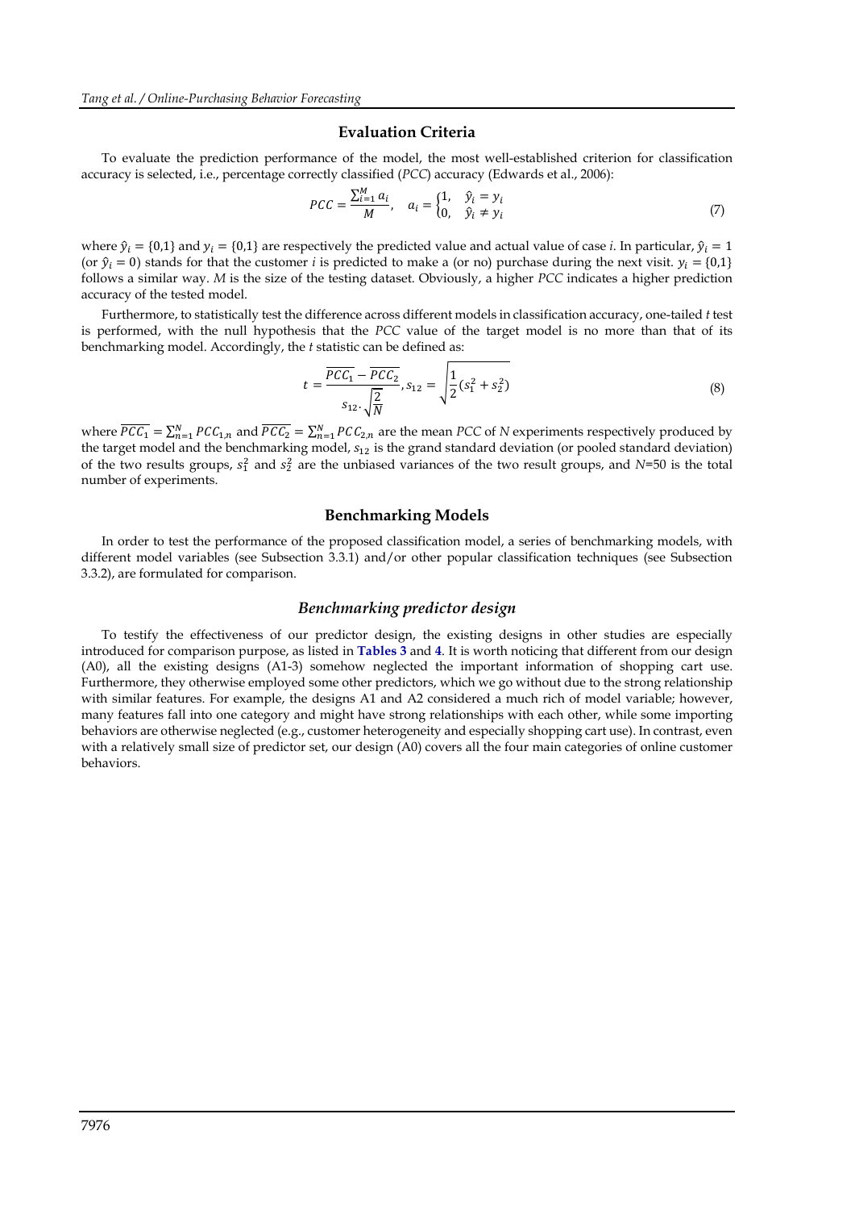## Evaluation Criteria

To evaluate the prediction performance of the model, the most well-established criterion for classification accuracy is selected, i.e., percentage correctly classified (*PCC*) accuracy (Edwards et al., 2006):

$$PCC = \frac{\sum_{i=1}^{M} a_i}{M}, \quad a_i = \begin{cases} 1, & \hat{y}_i = y_i \\ 0, & \hat{y}_i \neq y_i \end{cases} \tag{7}$$

where $\hat{y}_i = \{0,1\}$ and $y_i = \{0,1\}$ are respectively the predicted value and actual value of case *i*. In particular, $\hat{y}_i = 1$ (or $\hat{y}_i = 0$) stands for that the customer *i* is predicted to make a (or no) purchase during the next visit. $y_i = \{0,1\}$ follows a similar way. *M* is the size of the testing dataset. Obviously, a higher *PCC* indicates a higher prediction accuracy of the tested model.

Furthermore, to statistically test the difference across different models in classification accuracy, one-tailed *t* test is performed, with the null hypothesis that the *PCC* value of the target model is no more than that of its benchmarking model. Accordingly, the *t* statistic can be defined as:

$$t = \frac{\overline{PCC_1} - \overline{PCC_2}}{s_{12} \cdot \sqrt{\frac{2}{N}}}, s_{12} = \sqrt{\frac{1}{2}(s_1^2 + s_2^2)} \tag{8}$$

where $\overline{PCC_1} = \sum_{n=1}^{N} PCC_{1,n}$ and $\overline{PCC_2} = \sum_{n=1}^{N} PCC_{2,n}$ are the mean *PCC* of *N* experiments respectively produced by the target model and the benchmarking model, $s_{12}$ is the grand standard deviation (or pooled standard deviation) of the two results groups, $s_1^2$ and $s_2^2$ are the unbiased variances of the two result groups, and *N*=50 is the total number of experiments.

## Benchmarking Models

In order to test the performance of the proposed classification model, a series of benchmarking models, with different model variables (see Subsection 3.3.1) and/or other popular classification techniques (see Subsection 3.3.2), are formulated for comparison.

### *Benchmarking predictor design*

To testify the effectiveness of our predictor design, the existing designs in other studies are especially introduced for comparison purpose, as listed in **Tables 3** and **4**. It is worth noticing that different from our design (A0), all the existing designs (A1-3) somehow neglected the important information of shopping cart use. Furthermore, they otherwise employed some other predictors, which we go without due to the strong relationship with similar features. For example, the designs A1 and A2 considered a much rich of model variable; however, many features fall into one category and might have strong relationships with each other, while some importing behaviors are otherwise neglected (e.g., customer heterogeneity and especially shopping cart use). In contrast, even with a relatively small size of predictor set, our design (A0) covers all the four main categories of online customer behaviors.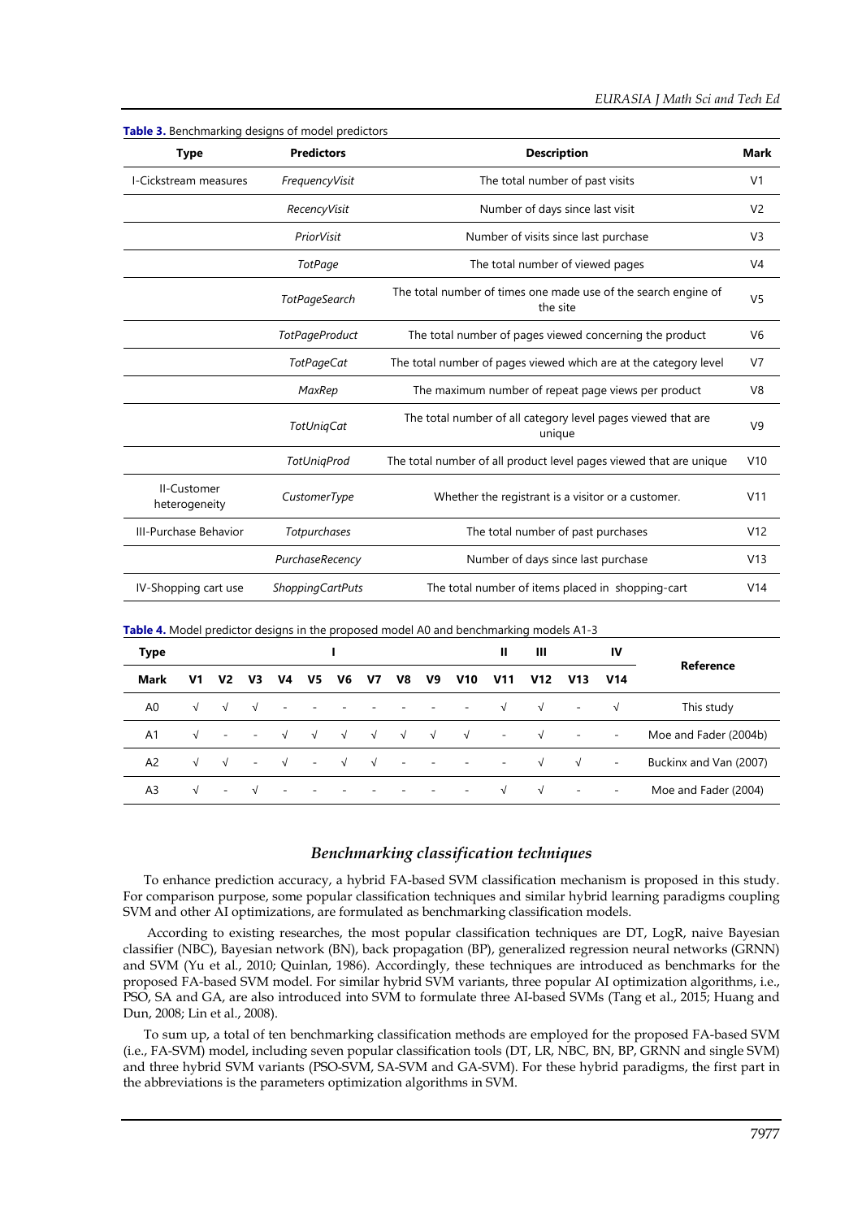**Table 3.** Benchmarking designs of model predictors

| Type | Predictors | Description | Mark |
|---|---|---|---|
| I-Cickstream measures | *FrequencyVisit* | The total number of past visits | V1 |
| | *RecencyVisit* | Number of days since last visit | V2 |
| | *PriorVisit* | Number of visits since last purchase | V3 |
| | *TotPage* | The total number of viewed pages | V4 |
| | *TotPageSearch* | The total number of times one made use of the search engine of the site | V5 |
| | *TotPageProduct* | The total number of pages viewed concerning the product | V6 |
| | *TotPageCat* | The total number of pages viewed which are at the category level | V7 |
| | *MaxRep* | The maximum number of repeat page views per product | V8 |
| | *TotUniqCat* | The total number of all category level pages viewed that are unique | V9 |
| | *TotUniqProd* | The total number of all product level pages viewed that are unique | V10 |
| II-Customer heterogeneity | *CustomerType* | Whether the registrant is a visitor or a customer. | V11 |
| III-Purchase Behavior | *Totpurchases* | The total number of past purchases | V12 |
| | *PurchaseRecency* | Number of days since last purchase | V13 |
| IV-Shopping cart use | *ShoppingCartPuts* | The total number of items placed in shopping-cart | V14 |

**Table 4.** Model predictor designs in the proposed model A0 and benchmarking models A1-3

| Type | I | | | | | | | | | | II | III | | IV | Reference |
|---|---|---|---|---|---|---|---|---|---|---|---|---|---|---|---|
| **Mark** | **V1** | **V2** | **V3** | **V4** | **V5** | **V6** | **V7** | **V8** | **V9** | **V10** | **V11** | **V12** | **V13** | **V14** | |
| A0 | √ | √ | √ | - | - | - | - | - | - | - | √ | √ | - | √ | This study |
| A1 | √ | - | - | √ | √ | √ | √ | √ | √ | √ | - | √ | - | - | Moe and Fader (2004b) |
| A2 | √ | √ | - | √ | - | √ | √ | - | - | - | - | √ | √ | - | Buckinx and Van (2007) |
| A3 | √ | - | √ | - | - | - | - | - | - | - | √ | √ | - | - | Moe and Fader (2004) |

### *Benchmarking classification techniques*

To enhance prediction accuracy, a hybrid FA-based SVM classification mechanism is proposed in this study. For comparison purpose, some popular classification techniques and similar hybrid learning paradigms coupling SVM and other AI optimizations, are formulated as benchmarking classification models.

According to existing researches, the most popular classification techniques are DT, LogR, naive Bayesian classifier (NBC), Bayesian network (BN), back propagation (BP), generalized regression neural networks (GRNN) and SVM (Yu et al., 2010; Quinlan, 1986). Accordingly, these techniques are introduced as benchmarks for the proposed FA-based SVM model. For similar hybrid SVM variants, three popular AI optimization algorithms, i.e., PSO, SA and GA, are also introduced into SVM to formulate three AI-based SVMs (Tang et al., 2015; Huang and Dun, 2008; Lin et al., 2008).

To sum up, a total of ten benchmarking classification methods are employed for the proposed FA-based SVM (i.e., FA-SVM) model, including seven popular classification tools (DT, LR, NBC, BN, BP, GRNN and single SVM) and three hybrid SVM variants (PSO-SVM, SA-SVM and GA-SVM). For these hybrid paradigms, the first part in the abbreviations is the parameters optimization algorithms in SVM.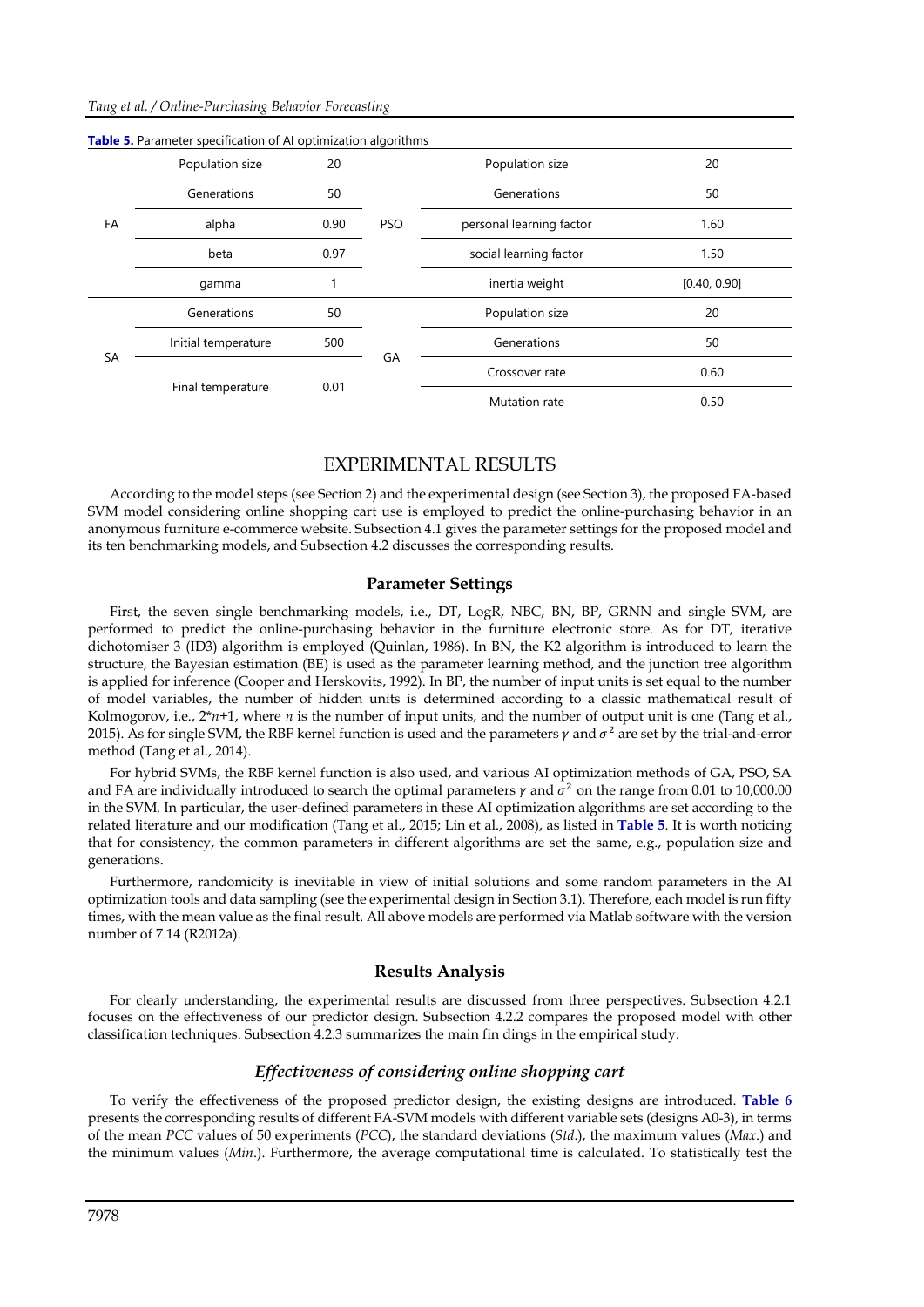**Table 5.** Parameter specification of AI optimization algorithms

| | | | | | |
|---|---|---|---|---|---|
| FA | Population size | 20 | PSO | Population size | 20 |
| | Generations | 50 | | Generations | 50 |
| | alpha | 0.90 | | personal learning factor | 1.60 |
| | beta | 0.97 | | social learning factor | 1.50 |
| | gamma | 1 | | inertia weight | [0.40, 0.90] |
| SA | Generations | 50 | GA | Population size | 20 |
| | Initial temperature | 500 | | Generations | 50 |
| | Final temperature | 0.01 | | Crossover rate | 0.60 |
| | | | | Mutation rate | 0.50 |

# EXPERIMENTAL RESULTS

According to the model steps (see Section 2) and the experimental design (see Section 3), the proposed FA-based SVM model considering online shopping cart use is employed to predict the online-purchasing behavior in an anonymous furniture e-commerce website. Subsection 4.1 gives the parameter settings for the proposed model and its ten benchmarking models, and Subsection 4.2 discusses the corresponding results.

## Parameter Settings

First, the seven single benchmarking models, i.e., DT, LogR, NBC, BN, BP, GRNN and single SVM, are performed to predict the online-purchasing behavior in the furniture electronic store. As for DT, iterative dichotomiser 3 (ID3) algorithm is employed (Quinlan, 1986). In BN, the K2 algorithm is introduced to learn the structure, the Bayesian estimation (BE) is used as the parameter learning method, and the junction tree algorithm is applied for inference (Cooper and Herskovits, 1992). In BP, the number of input units is set equal to the number of model variables, the number of hidden units is determined according to a classic mathematical result of Kolmogorov, i.e., $2*n+1$, where $n$ is the number of input units, and the number of output unit is one (Tang et al., 2015). As for single SVM, the RBF kernel function is used and the parameters $\gamma$ and $\sigma^2$ are set by the trial-and-error method (Tang et al., 2014).

For hybrid SVMs, the RBF kernel function is also used, and various AI optimization methods of GA, PSO, SA and FA are individually introduced to search the optimal parameters $\gamma$ and $\sigma^2$ on the range from 0.01 to 10,000.00 in the SVM. In particular, the user-defined parameters in these AI optimization algorithms are set according to the related literature and our modification (Tang et al., 2015; Lin et al., 2008), as listed in **Table 5**. It is worth noticing that for consistency, the common parameters in different algorithms are set the same, e.g., population size and generations.

Furthermore, randomicity is inevitable in view of initial solutions and some random parameters in the AI optimization tools and data sampling (see the experimental design in Section 3.1). Therefore, each model is run fifty times, with the mean value as the final result. All above models are performed via Matlab software with the version number of 7.14 (R2012a).

## Results Analysis

For clearly understanding, the experimental results are discussed from three perspectives. Subsection 4.2.1 focuses on the effectiveness of our predictor design. Subsection 4.2.2 compares the proposed model with other classification techniques. Subsection 4.2.3 summarizes the main fin dings in the empirical study.

### *Effectiveness of considering online shopping cart*

To verify the effectiveness of the proposed predictor design, the existing designs are introduced. **Table 6** presents the corresponding results of different FA-SVM models with different variable sets (designs A0-3), in terms of the mean *PCC* values of 50 experiments (*PCC*), the standard deviations (*Std.*), the maximum values (*Max.*) and the minimum values (*Min.*). Furthermore, the average computational time is calculated. To statistically test the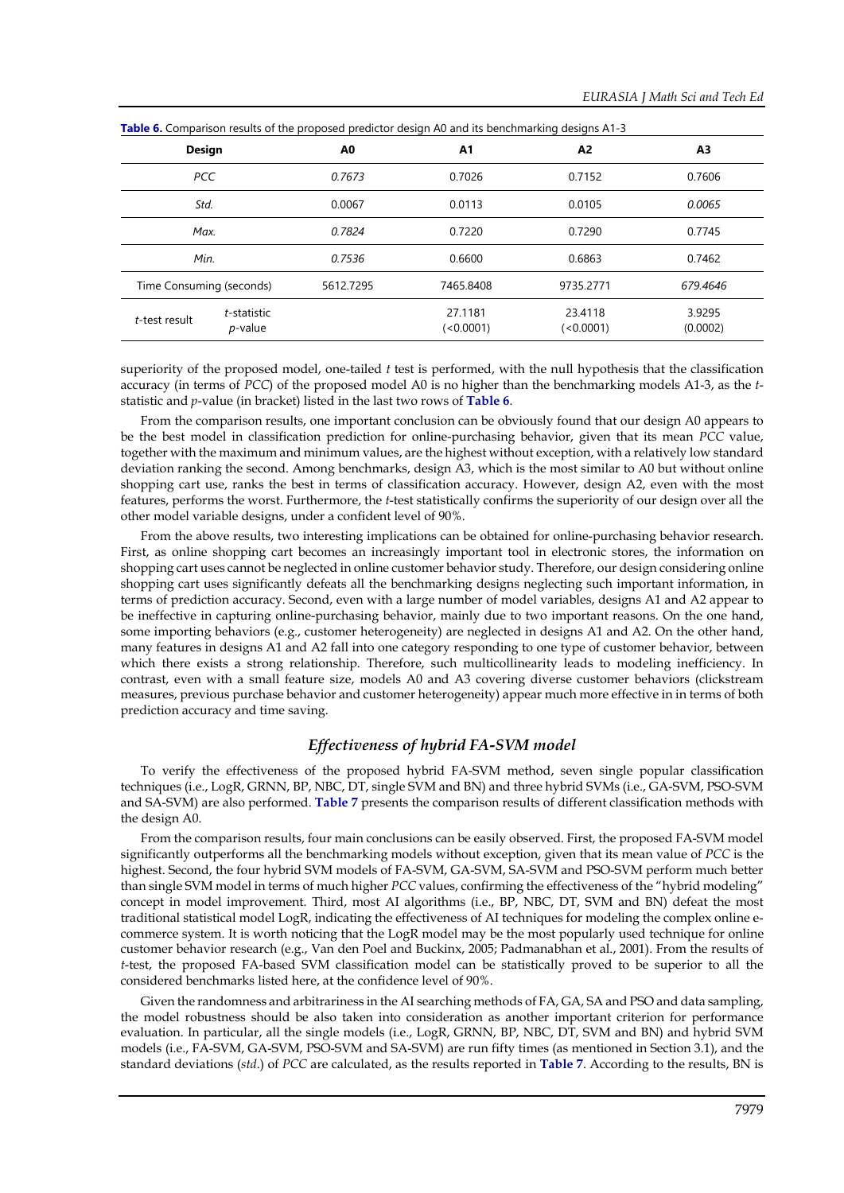**Table 6.** Comparison results of the proposed predictor design A0 and its benchmarking designs A1-3

| Design | | A0 | A1 | A2 | A3 |
|---|---|---|---|---|---|
| *PCC* | | *0.7673* | 0.7026 | 0.7152 | 0.7606 |
| *Std.* | | 0.0067 | 0.0113 | 0.0105 | *0.0065* |
| *Max.* | | *0.7824* | 0.7220 | 0.7290 | 0.7745 |
| *Min.* | | *0.7536* | 0.6600 | 0.6863 | 0.7462 |
| Time Consuming (seconds) | | 5612.7295 | 7465.8408 | 9735.2771 | *679.4646* |
| *t*-test result | *t*-statistic<br>*p*-value | | 27.1181<br>(<0.0001) | 23.4118<br>(<0.0001) | 3.9295<br>(0.0002) |

superiority of the proposed model, one-tailed *t* test is performed, with the null hypothesis that the classification accuracy (in terms of *PCC*) of the proposed model A0 is no higher than the benchmarking models A1-3, as the *t*-statistic and *p*-value (in bracket) listed in the last two rows of **Table 6**.

From the comparison results, one important conclusion can be obviously found that our design A0 appears to be the best model in classification prediction for online-purchasing behavior, given that its mean *PCC* value, together with the maximum and minimum values, are the highest without exception, with a relatively low standard deviation ranking the second. Among benchmarks, design A3, which is the most similar to A0 but without online shopping cart use, ranks the best in terms of classification accuracy. However, design A2, even with the most features, performs the worst. Furthermore, the *t*-test statistically confirms the superiority of our design over all the other model variable designs, under a confident level of 90%.

From the above results, two interesting implications can be obtained for online-purchasing behavior research. First, as online shopping cart becomes an increasingly important tool in electronic stores, the information on shopping cart uses cannot be neglected in online customer behavior study. Therefore, our design considering online shopping cart uses significantly defeats all the benchmarking designs neglecting such important information, in terms of prediction accuracy. Second, even with a large number of model variables, designs A1 and A2 appear to be ineffective in capturing online-purchasing behavior, mainly due to two important reasons. On the one hand, some importing behaviors (e.g., customer heterogeneity) are neglected in designs A1 and A2. On the other hand, many features in designs A1 and A2 fall into one category responding to one type of customer behavior, between which there exists a strong relationship. Therefore, such multicollinearity leads to modeling inefficiency. In contrast, even with a small feature size, models A0 and A3 covering diverse customer behaviors (clickstream measures, previous purchase behavior and customer heterogeneity) appear much more effective in in terms of both prediction accuracy and time saving.

### *Effectiveness of hybrid FA-SVM model*

To verify the effectiveness of the proposed hybrid FA-SVM method, seven single popular classification techniques (i.e., LogR, GRNN, BP, NBC, DT, single SVM and BN) and three hybrid SVMs (i.e., GA-SVM, PSO-SVM and SA-SVM) are also performed. **Table 7** presents the comparison results of different classification methods with the design A0.

From the comparison results, four main conclusions can be easily observed. First, the proposed FA-SVM model significantly outperforms all the benchmarking models without exception, given that its mean value of *PCC* is the highest. Second, the four hybrid SVM models of FA-SVM, GA-SVM, SA-SVM and PSO-SVM perform much better than single SVM model in terms of much higher *PCC* values, confirming the effectiveness of the "hybrid modeling" concept in model improvement. Third, most AI algorithms (i.e., BP, NBC, DT, SVM and BN) defeat the most traditional statistical model LogR, indicating the effectiveness of AI techniques for modeling the complex online e-commerce system. It is worth noticing that the LogR model may be the most popularly used technique for online customer behavior research (e.g., Van den Poel and Buckinx, 2005; Padmanabhan et al., 2001). From the results of *t*-test, the proposed FA-based SVM classification model can be statistically proved to be superior to all the considered benchmarks listed here, at the confidence level of 90%.

Given the randomness and arbitrariness in the AI searching methods of FA, GA, SA and PSO and data sampling, the model robustness should be also taken into consideration as another important criterion for performance evaluation. In particular, all the single models (i.e., LogR, GRNN, BP, NBC, DT, SVM and BN) and hybrid SVM models (i.e., FA-SVM, GA-SVM, PSO-SVM and SA-SVM) are run fifty times (as mentioned in Section 3.1), and the standard deviations (*std*.) of *PCC* are calculated, as the results reported in **Table 7**. According to the results, BN is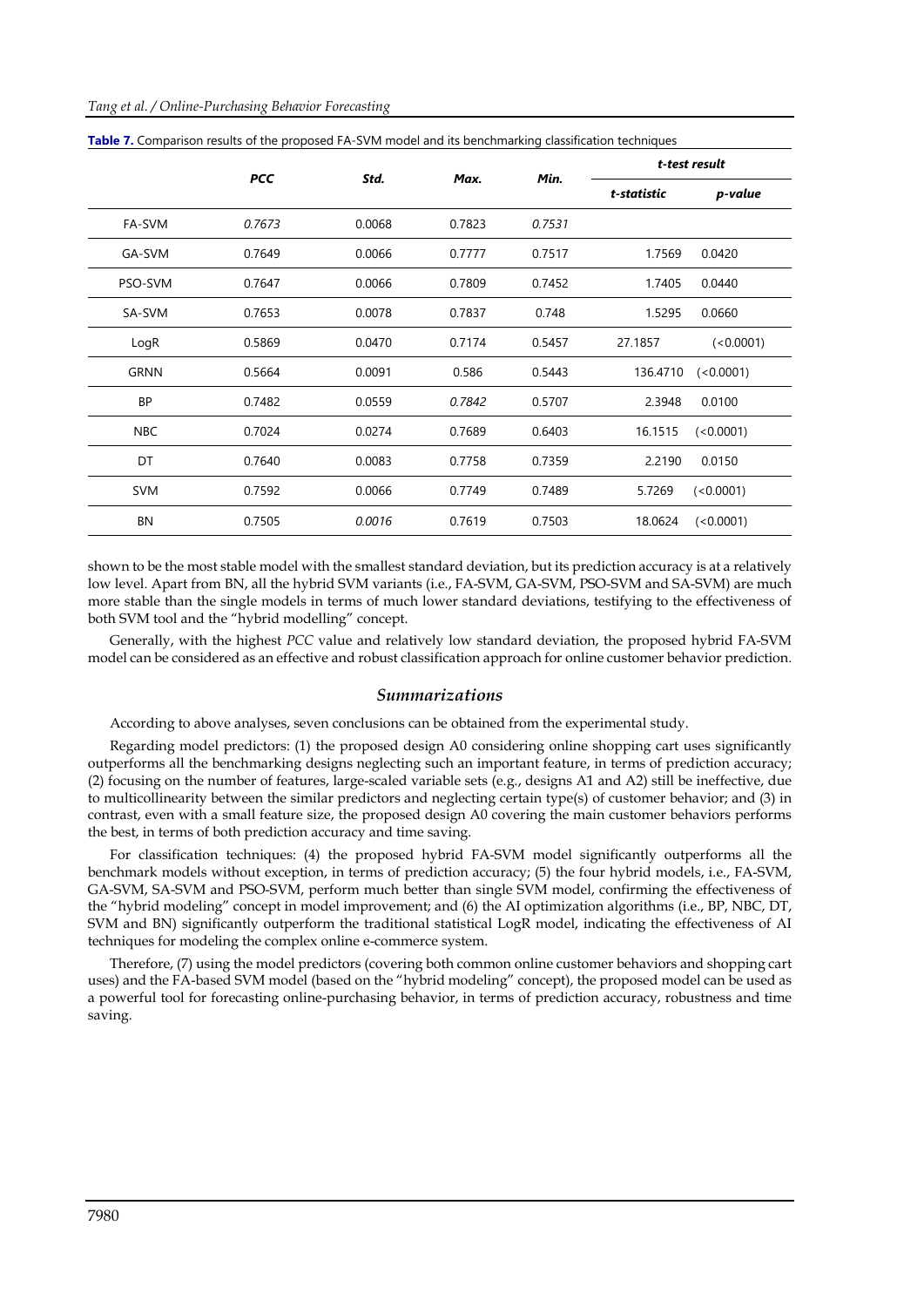**Table 7.** Comparison results of the proposed FA-SVM model and its benchmarking classification techniques

| | *PCC* | *Std.* | *Max.* | *Min.* | *t-test result* | |
|---|---|---|---|---|---|---|
| | | | | | *t-statistic* | *p-value* |
| FA-SVM | *0.7673* | 0.0068 | 0.7823 | *0.7531* | | |
| GA-SVM | 0.7649 | 0.0066 | 0.7777 | 0.7517 | 1.7569 | 0.0420 |
| PSO-SVM | 0.7647 | 0.0066 | 0.7809 | 0.7452 | 1.7405 | 0.0440 |
| SA-SVM | 0.7653 | 0.0078 | 0.7837 | 0.748 | 1.5295 | 0.0660 |
| LogR | 0.5869 | 0.0470 | 0.7174 | 0.5457 | 27.1857 | (<0.0001) |
| GRNN | 0.5664 | 0.0091 | 0.586 | 0.5443 | 136.4710 | (<0.0001) |
| BP | 0.7482 | 0.0559 | *0.7842* | 0.5707 | 2.3948 | 0.0100 |
| NBC | 0.7024 | 0.0274 | 0.7689 | 0.6403 | 16.1515 | (<0.0001) |
| DT | 0.7640 | 0.0083 | 0.7758 | 0.7359 | 2.2190 | 0.0150 |
| SVM | 0.7592 | 0.0066 | 0.7749 | 0.7489 | 5.7269 | (<0.0001) |
| BN | 0.7505 | *0.0016* | 0.7619 | 0.7503 | 18.0624 | (<0.0001) |

shown to be the most stable model with the smallest standard deviation, but its prediction accuracy is at a relatively low level. Apart from BN, all the hybrid SVM variants (i.e., FA-SVM, GA-SVM, PSO-SVM and SA-SVM) are much more stable than the single models in terms of much lower standard deviations, testifying to the effectiveness of both SVM tool and the "hybrid modelling" concept.

Generally, with the highest *PCC* value and relatively low standard deviation, the proposed hybrid FA-SVM model can be considered as an effective and robust classification approach for online customer behavior prediction.

### *Summarizations*

According to above analyses, seven conclusions can be obtained from the experimental study.

Regarding model predictors: (1) the proposed design A0 considering online shopping cart uses significantly outperforms all the benchmarking designs neglecting such an important feature, in terms of prediction accuracy; (2) focusing on the number of features, large-scaled variable sets (e.g., designs A1 and A2) still be ineffective, due to multicollinearity between the similar predictors and neglecting certain type(s) of customer behavior; and (3) in contrast, even with a small feature size, the proposed design A0 covering the main customer behaviors performs the best, in terms of both prediction accuracy and time saving.

For classification techniques: (4) the proposed hybrid FA-SVM model significantly outperforms all the benchmark models without exception, in terms of prediction accuracy; (5) the four hybrid models, i.e., FA-SVM, GA-SVM, SA-SVM and PSO-SVM, perform much better than single SVM model, confirming the effectiveness of the "hybrid modeling" concept in model improvement; and (6) the AI optimization algorithms (i.e., BP, NBC, DT, SVM and BN) significantly outperform the traditional statistical LogR model, indicating the effectiveness of AI techniques for modeling the complex online e-commerce system.

Therefore, (7) using the model predictors (covering both common online customer behaviors and shopping cart uses) and the FA-based SVM model (based on the "hybrid modeling" concept), the proposed model can be used as a powerful tool for forecasting online-purchasing behavior, in terms of prediction accuracy, robustness and time saving.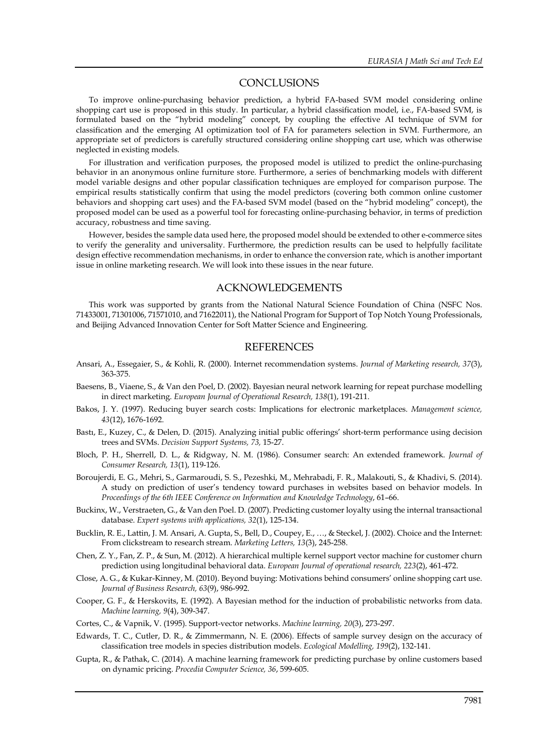## CONCLUSIONS

To improve online-purchasing behavior prediction, a hybrid FA-based SVM model considering online shopping cart use is proposed in this study. In particular, a hybrid classification model, i.e., FA-based SVM, is formulated based on the "hybrid modeling" concept, by coupling the effective AI technique of SVM for classification and the emerging AI optimization tool of FA for parameters selection in SVM. Furthermore, an appropriate set of predictors is carefully structured considering online shopping cart use, which was otherwise neglected in existing models.

For illustration and verification purposes, the proposed model is utilized to predict the online-purchasing behavior in an anonymous online furniture store. Furthermore, a series of benchmarking models with different model variable designs and other popular classification techniques are employed for comparison purpose. The empirical results statistically confirm that using the model predictors (covering both common online customer behaviors and shopping cart uses) and the FA-based SVM model (based on the "hybrid modeling" concept), the proposed model can be used as a powerful tool for forecasting online-purchasing behavior, in terms of prediction accuracy, robustness and time saving.

However, besides the sample data used here, the proposed model should be extended to other e-commerce sites to verify the generality and universality. Furthermore, the prediction results can be used to helpfully facilitate design effective recommendation mechanisms, in order to enhance the conversion rate, which is another important issue in online marketing research. We will look into these issues in the near future.

## ACKNOWLEDGEMENTS

This work was supported by grants from the National Natural Science Foundation of China (NSFC Nos. 71433001, 71301006, 71571010, and 71622011), the National Program for Support of Top Notch Young Professionals, and Beijing Advanced Innovation Center for Soft Matter Science and Engineering.

## REFERENCES

Ansari, A., Essegaier, S., & Kohli, R. (2000). Internet recommendation systems. *Journal of Marketing research, 37*(3), 363-375.

Baesens, B., Viaene, S., & Van den Poel, D. (2002). Bayesian neural network learning for repeat purchase modelling in direct marketing. *European Journal of Operational Research, 138*(1), 191-211.

Bakos, J. Y. (1997). Reducing buyer search costs: Implications for electronic marketplaces. *Management science, 43*(12), 1676-1692.

Bastı, E., Kuzey, C., & Delen, D. (2015). Analyzing initial public offerings' short-term performance using decision trees and SVMs. *Decision Support Systems, 73,* 15-27.

Bloch, P. H., Sherrell, D. L., & Ridgway, N. M. (1986). Consumer search: An extended framework. *Journal of Consumer Research, 13*(1), 119-126.

Boroujerdi, E. G., Mehri, S., Garmaroudi, S. S., Pezeshki, M., Mehrabadi, F. R., Malakouti, S., & Khadivi, S. (2014). A study on prediction of user's tendency toward purchases in websites based on behavior models. In *Proceedings of the 6th IEEE Conference on Information and Knowledge Technology*, 61–66.

Buckinx, W., Verstraeten, G., & Van den Poel. D. (2007). Predicting customer loyalty using the internal transactional database. *Expert systems with applications, 32*(1), 125-134.

Bucklin, R. E., Lattin, J. M. Ansari, A. Gupta, S., Bell, D., Coupey, E., …, & Steckel, J. (2002). Choice and the Internet: From clickstream to research stream. *Marketing Letters, 13*(3), 245-258.

Chen, Z. Y., Fan, Z. P., & Sun, M. (2012). A hierarchical multiple kernel support vector machine for customer churn prediction using longitudinal behavioral data. *European Journal of operational research, 223*(2), 461-472.

Close, A. G., & Kukar-Kinney, M. (2010). Beyond buying: Motivations behind consumers' online shopping cart use. *Journal of Business Research, 63*(9), 986-992.

Cooper, G. F., & Herskovits, E. (1992). A Bayesian method for the induction of probabilistic networks from data. *Machine learning, 9*(4), 309-347.

Cortes, C., & Vapnik, V. (1995). Support-vector networks. *Machine learning, 20*(3), 273-297.

Edwards, T. C., Cutler, D. R., & Zimmermann, N. E. (2006). Effects of sample survey design on the accuracy of classification tree models in species distribution models. *Ecological Modelling, 199*(2), 132-141.

Gupta, R., & Pathak, C. (2014). A machine learning framework for predicting purchase by online customers based on dynamic pricing. *Procedia Computer Science, 36*, 599-605.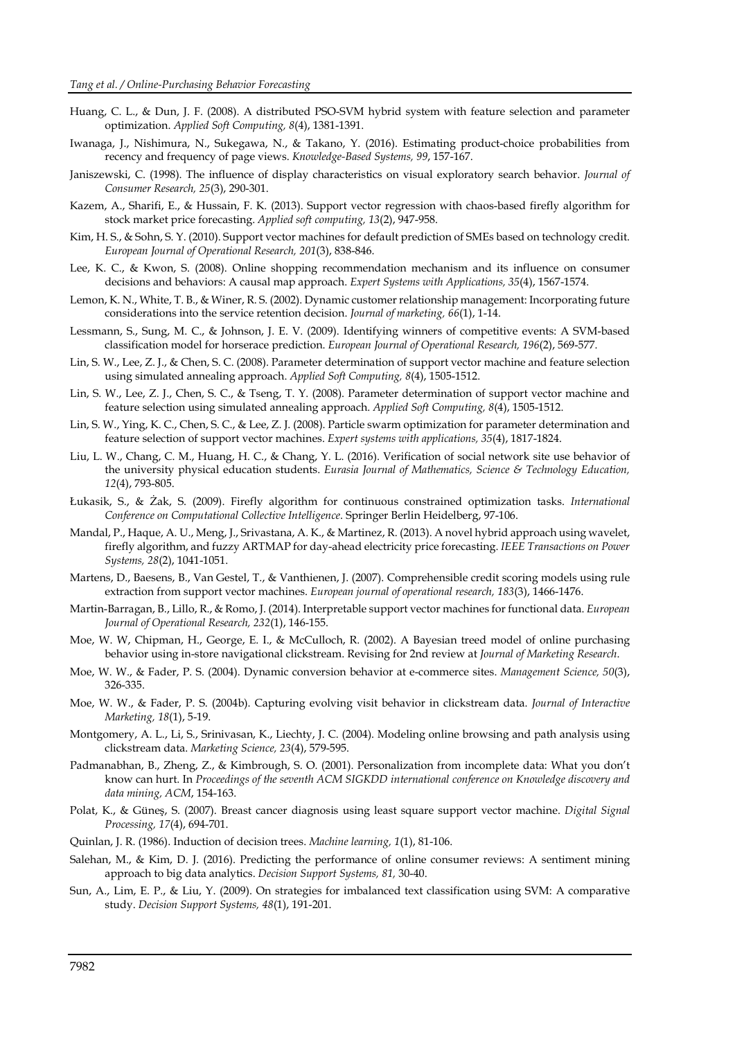Huang, C. L., & Dun, J. F. (2008). A distributed PSO-SVM hybrid system with feature selection and parameter optimization. *Applied Soft Computing, 8*(4), 1381-1391.

Iwanaga, J., Nishimura, N., Sukegawa, N., & Takano, Y. (2016). Estimating product-choice probabilities from recency and frequency of page views. *Knowledge-Based Systems, 99*, 157-167.

Janiszewski, C. (1998). The influence of display characteristics on visual exploratory search behavior. *Journal of Consumer Research, 25*(3), 290-301.

Kazem, A., Sharifi, E., & Hussain, F. K. (2013). Support vector regression with chaos-based firefly algorithm for stock market price forecasting. *Applied soft computing, 13*(2), 947-958.

Kim, H. S., & Sohn, S. Y. (2010). Support vector machines for default prediction of SMEs based on technology credit. *European Journal of Operational Research, 201*(3), 838-846.

Lee, K. C., & Kwon, S. (2008). Online shopping recommendation mechanism and its influence on consumer decisions and behaviors: A causal map approach. *Expert Systems with Applications, 35*(4), 1567-1574.

Lemon, K. N., White, T. B., & Winer, R. S. (2002). Dynamic customer relationship management: Incorporating future considerations into the service retention decision. *Journal of marketing, 66*(1), 1-14.

Lessmann, S., Sung, M. C., & Johnson, J. E. V. (2009). Identifying winners of competitive events: A SVM-based classification model for horserace prediction. *European Journal of Operational Research, 196*(2), 569-577.

Lin, S. W., Lee, Z. J., & Chen, S. C. (2008). Parameter determination of support vector machine and feature selection using simulated annealing approach. *Applied Soft Computing, 8*(4), 1505-1512.

Lin, S. W., Lee, Z. J., Chen, S. C., & Tseng, T. Y. (2008). Parameter determination of support vector machine and feature selection using simulated annealing approach. *Applied Soft Computing, 8*(4), 1505-1512.

Lin, S. W., Ying, K. C., Chen, S. C., & Lee, Z. J. (2008). Particle swarm optimization for parameter determination and feature selection of support vector machines. *Expert systems with applications, 35*(4), 1817-1824.

Liu, L. W., Chang, C. M., Huang, H. C., & Chang, Y. L. (2016). Verification of social network site use behavior of the university physical education students. *Eurasia Journal of Mathematics, Science & Technology Education, 12*(4), 793-805.

Łukasik, S., & Żak, S. (2009). Firefly algorithm for continuous constrained optimization tasks. *International Conference on Computational Collective Intelligence*. Springer Berlin Heidelberg, 97-106.

Mandal, P., Haque, A. U., Meng, J., Srivastana, A. K., & Martinez, R. (2013). A novel hybrid approach using wavelet, firefly algorithm, and fuzzy ARTMAP for day-ahead electricity price forecasting. *IEEE Transactions on Power Systems, 28*(2), 1041-1051.

Martens, D., Baesens, B., Van Gestel, T., & Vanthienen, J. (2007). Comprehensible credit scoring models using rule extraction from support vector machines. *European journal of operational research, 183*(3), 1466-1476.

Martin-Barragan, B., Lillo, R., & Romo, J. (2014). Interpretable support vector machines for functional data. *European Journal of Operational Research, 232*(1), 146-155.

Moe, W. W, Chipman, H., George, E. I., & McCulloch, R. (2002). A Bayesian treed model of online purchasing behavior using in-store navigational clickstream. Revising for 2nd review at *Journal of Marketing Research*.

Moe, W. W., & Fader, P. S. (2004). Dynamic conversion behavior at e-commerce sites. *Management Science, 50*(3), 326-335.

Moe, W. W., & Fader, P. S. (2004b). Capturing evolving visit behavior in clickstream data. *Journal of Interactive Marketing, 18*(1), 5-19.

Montgomery, A. L., Li, S., Srinivasan, K., Liechty, J. C. (2004). Modeling online browsing and path analysis using clickstream data. *Marketing Science, 23*(4), 579-595.

Padmanabhan, B., Zheng, Z., & Kimbrough, S. O. (2001). Personalization from incomplete data: What you don't know can hurt. In *Proceedings of the seventh ACM SIGKDD international conference on Knowledge discovery and data mining, ACM*, 154-163.

Polat, K., & Güneş, S. (2007). Breast cancer diagnosis using least square support vector machine. *Digital Signal Processing, 17*(4), 694-701.

Quinlan, J. R. (1986). Induction of decision trees. *Machine learning, 1*(1), 81-106.

Salehan, M., & Kim, D. J. (2016). Predicting the performance of online consumer reviews: A sentiment mining approach to big data analytics. *Decision Support Systems, 81,* 30-40.

Sun, A., Lim, E. P., & Liu, Y. (2009). On strategies for imbalanced text classification using SVM: A comparative study. *Decision Support Systems, 48*(1), 191-201.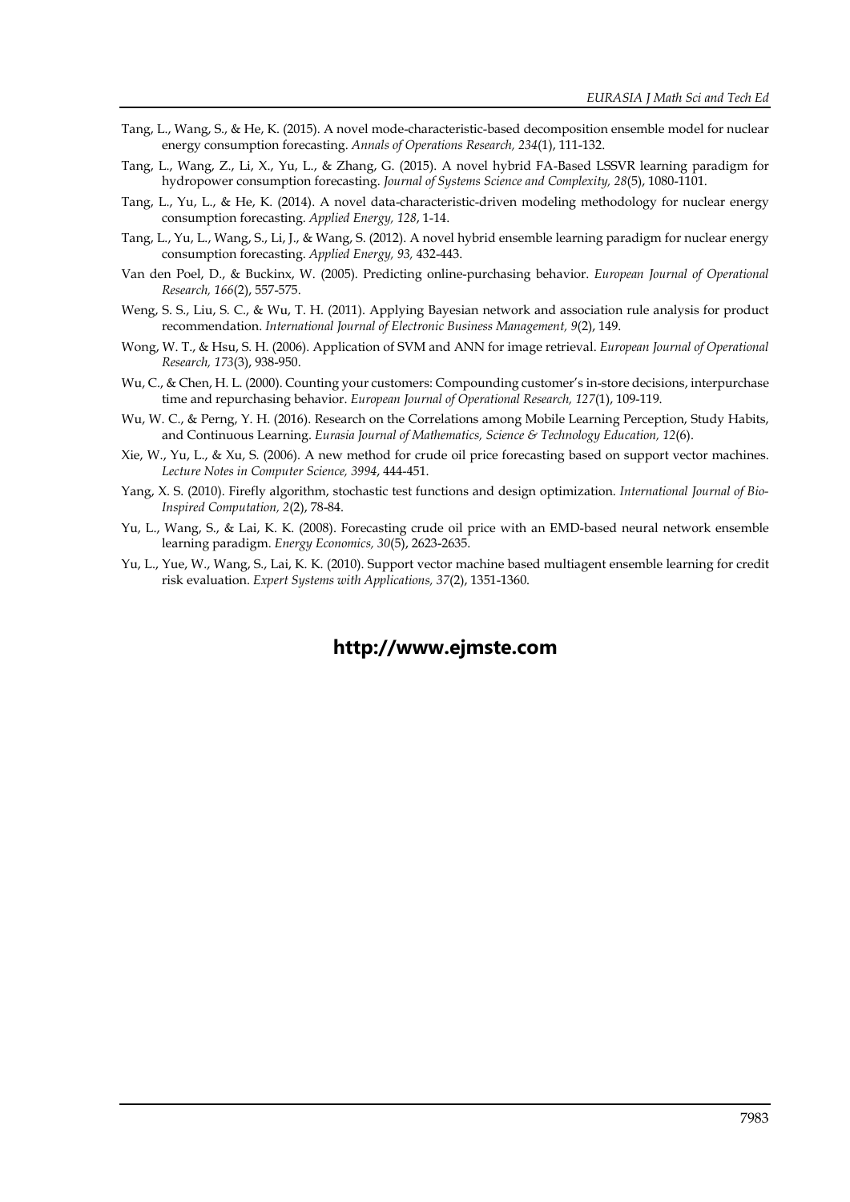Tang, L., Wang, S., & He, K. (2015). A novel mode-characteristic-based decomposition ensemble model for nuclear energy consumption forecasting. *Annals of Operations Research, 234*(1), 111-132.

Tang, L., Wang, Z., Li, X., Yu, L., & Zhang, G. (2015). A novel hybrid FA-Based LSSVR learning paradigm for hydropower consumption forecasting. *Journal of Systems Science and Complexity, 28*(5), 1080-1101.

Tang, L., Yu, L., & He, K. (2014). A novel data-characteristic-driven modeling methodology for nuclear energy consumption forecasting. *Applied Energy, 128*, 1-14.

Tang, L., Yu, L., Wang, S., Li, J., & Wang, S. (2012). A novel hybrid ensemble learning paradigm for nuclear energy consumption forecasting. *Applied Energy, 93*, 432-443.

Van den Poel, D., & Buckinx, W. (2005). Predicting online-purchasing behavior. *European Journal of Operational Research, 166*(2), 557-575.

Weng, S. S., Liu, S. C., & Wu, T. H. (2011). Applying Bayesian network and association rule analysis for product recommendation. *International Journal of Electronic Business Management, 9*(2), 149.

Wong, W. T., & Hsu, S. H. (2006). Application of SVM and ANN for image retrieval. *European Journal of Operational Research, 173*(3), 938-950.

Wu, C., & Chen, H. L. (2000). Counting your customers: Compounding customer's in-store decisions, interpurchase time and repurchasing behavior. *European Journal of Operational Research, 127*(1), 109-119.

Wu, W. C., & Perng, Y. H. (2016). Research on the Correlations among Mobile Learning Perception, Study Habits, and Continuous Learning. *Eurasia Journal of Mathematics, Science & Technology Education, 12*(6).

Xie, W., Yu, L., & Xu, S. (2006). A new method for crude oil price forecasting based on support vector machines. *Lecture Notes in Computer Science, 3994*, 444-451.

Yang, X. S. (2010). Firefly algorithm, stochastic test functions and design optimization. *International Journal of Bio-Inspired Computation, 2*(2), 78-84.

Yu, L., Wang, S., & Lai, K. K. (2008). Forecasting crude oil price with an EMD-based neural network ensemble learning paradigm. *Energy Economics, 30*(5), 2623-2635.

Yu, L., Yue, W., Wang, S., Lai, K. K. (2010). Support vector machine based multiagent ensemble learning for credit risk evaluation. *Expert Systems with Applications, 37*(2), 1351-1360.

**http://www.ejmste.com**